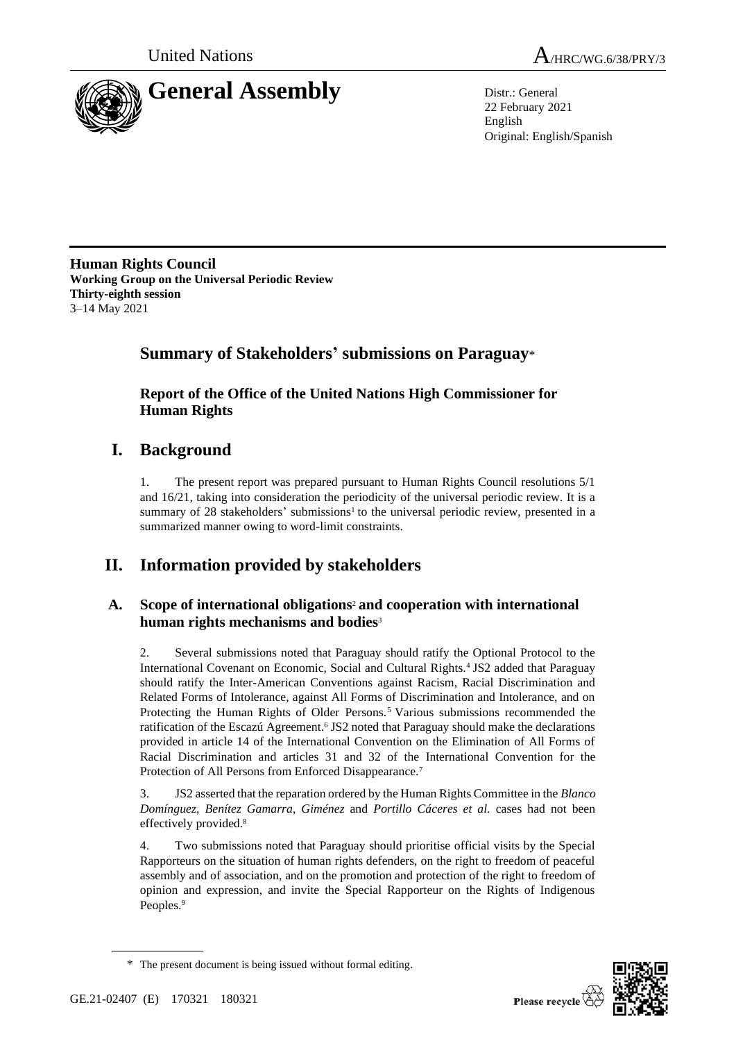United Nations

A/HRC/WG.6/38/PRY/3

# General Assembly

Distr.: General
22 February 2021
English
Original: English/Spanish

**Human Rights Council**
**Working Group on the Universal Periodic Review**
**Thirty-eighth session**
3–14 May 2021

## Summary of Stakeholders' submissions on Paraguay*

### Report of the Office of the United Nations High Commissioner for Human Rights

## I. Background

1. The present report was prepared pursuant to Human Rights Council resolutions 5/1 and 16/21, taking into consideration the periodicity of the universal periodic review. It is a summary of 28 stakeholders' submissions[1] to the universal periodic review, presented in a summarized manner owing to word-limit constraints.

## II. Information provided by stakeholders

### A. Scope of international obligations[2] and cooperation with international human rights mechanisms and bodies[3]

2. Several submissions noted that Paraguay should ratify the Optional Protocol to the International Covenant on Economic, Social and Cultural Rights.[4] JS2 added that Paraguay should ratify the Inter-American Conventions against Racism, Racial Discrimination and Related Forms of Intolerance, against All Forms of Discrimination and Intolerance, and on Protecting the Human Rights of Older Persons.[5] Various submissions recommended the ratification of the Escazú Agreement.[6] JS2 noted that Paraguay should make the declarations provided in article 14 of the International Convention on the Elimination of All Forms of Racial Discrimination and articles 31 and 32 of the International Convention for the Protection of All Persons from Enforced Disappearance.[7]

3. JS2 asserted that the reparation ordered by the Human Rights Committee in the *Blanco Domínguez*, *Benítez Gamarra*, *Giménez* and *Portillo Cáceres et al.* cases had not been effectively provided.[8]

4. Two submissions noted that Paraguay should prioritise official visits by the Special Rapporteurs on the situation of human rights defenders, on the right to freedom of peaceful assembly and of association, and on the promotion and protection of the right to freedom of opinion and expression, and invite the Special Rapporteur on the Rights of Indigenous Peoples.[9]

\* The present document is being issued without formal editing.

GE.21-02407 (E) 170321 180321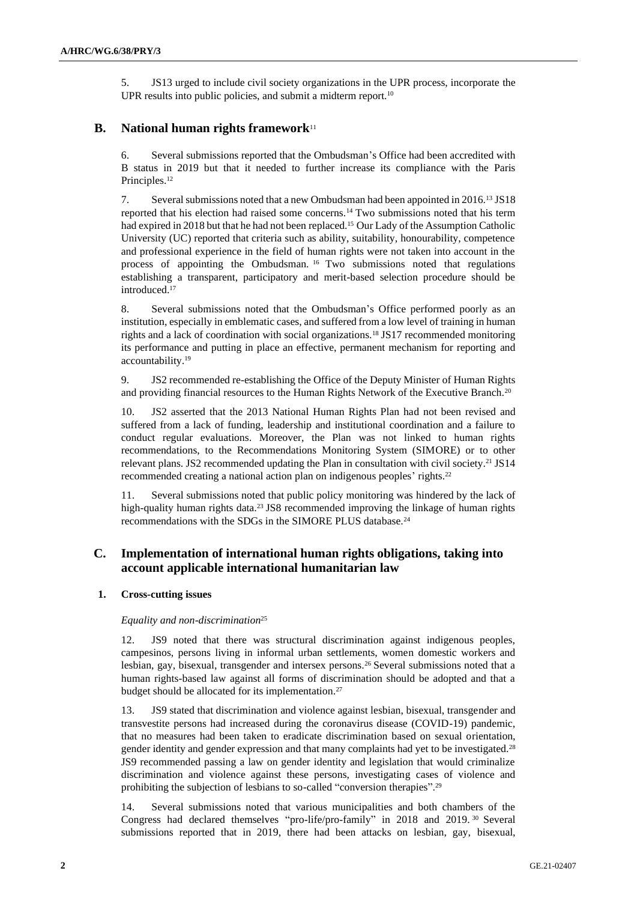5. JS13 urged to include civil society organizations in the UPR process, incorporate the UPR results into public policies, and submit a midterm report.[10]

## B. National human rights framework[11]

6. Several submissions reported that the Ombudsman's Office had been accredited with B status in 2019 but that it needed to further increase its compliance with the Paris Principles.[12]

7. Several submissions noted that a new Ombudsman had been appointed in 2016.[13] JS18 reported that his election had raised some concerns.[14] Two submissions noted that his term had expired in 2018 but that he had not been replaced.[15] Our Lady of the Assumption Catholic University (UC) reported that criteria such as ability, suitability, honourability, competence and professional experience in the field of human rights were not taken into account in the process of appointing the Ombudsman.[16] Two submissions noted that regulations establishing a transparent, participatory and merit-based selection procedure should be introduced.[17]

8. Several submissions noted that the Ombudsman's Office performed poorly as an institution, especially in emblematic cases, and suffered from a low level of training in human rights and a lack of coordination with social organizations.[18] JS17 recommended monitoring its performance and putting in place an effective, permanent mechanism for reporting and accountability.[19]

9. JS2 recommended re-establishing the Office of the Deputy Minister of Human Rights and providing financial resources to the Human Rights Network of the Executive Branch.[20]

10. JS2 asserted that the 2013 National Human Rights Plan had not been revised and suffered from a lack of funding, leadership and institutional coordination and a failure to conduct regular evaluations. Moreover, the Plan was not linked to human rights recommendations, to the Recommendations Monitoring System (SIMORE) or to other relevant plans. JS2 recommended updating the Plan in consultation with civil society.[21] JS14 recommended creating a national action plan on indigenous peoples' rights.[22]

11. Several submissions noted that public policy monitoring was hindered by the lack of high-quality human rights data.[23] JS8 recommended improving the linkage of human rights recommendations with the SDGs in the SIMORE PLUS database.[24]

## C. Implementation of international human rights obligations, taking into account applicable international humanitarian law

### 1. Cross-cutting issues

*Equality and non-discrimination*[25]

12. JS9 noted that there was structural discrimination against indigenous peoples, campesinos, persons living in informal urban settlements, women domestic workers and lesbian, gay, bisexual, transgender and intersex persons.[26] Several submissions noted that a human rights-based law against all forms of discrimination should be adopted and that a budget should be allocated for its implementation.[27]

13. JS9 stated that discrimination and violence against lesbian, bisexual, transgender and transvestite persons had increased during the coronavirus disease (COVID-19) pandemic, that no measures had been taken to eradicate discrimination based on sexual orientation, gender identity and gender expression and that many complaints had yet to be investigated.[28] JS9 recommended passing a law on gender identity and legislation that would criminalize discrimination and violence against these persons, investigating cases of violence and prohibiting the subjection of lesbians to so-called "conversion therapies".[29]

14. Several submissions noted that various municipalities and both chambers of the Congress had declared themselves "pro-life/pro-family" in 2018 and 2019.[30] Several submissions reported that in 2019, there had been attacks on lesbian, gay, bisexual,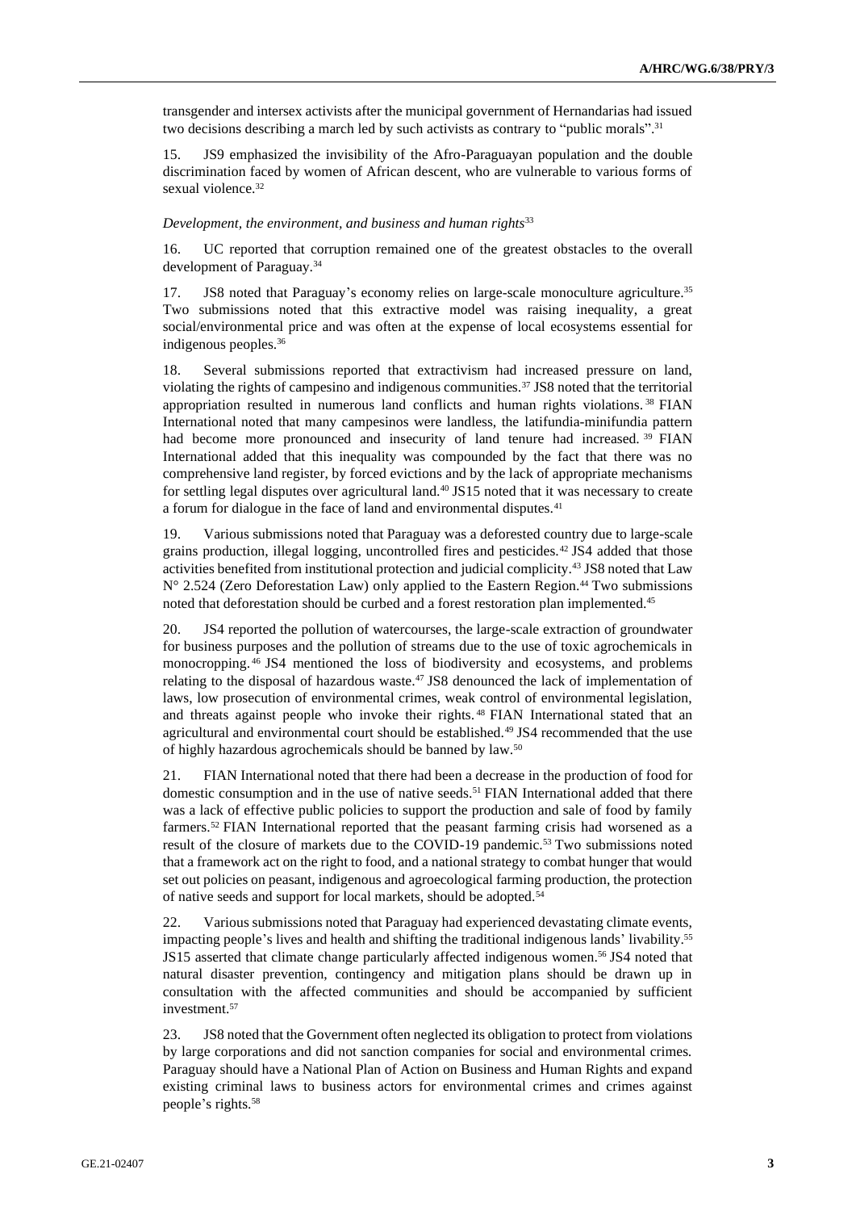transgender and intersex activists after the municipal government of Hernandarias had issued two decisions describing a march led by such activists as contrary to "public morals".[31]

15. JS9 emphasized the invisibility of the Afro-Paraguayan population and the double discrimination faced by women of African descent, who are vulnerable to various forms of sexual violence.[32]

*Development, the environment, and business and human rights*[33]

16. UC reported that corruption remained one of the greatest obstacles to the overall development of Paraguay.[34]

17. JS8 noted that Paraguay's economy relies on large-scale monoculture agriculture.[35] Two submissions noted that this extractive model was raising inequality, a great social/environmental price and was often at the expense of local ecosystems essential for indigenous peoples.[36]

18. Several submissions reported that extractivism had increased pressure on land, violating the rights of campesino and indigenous communities.[37] JS8 noted that the territorial appropriation resulted in numerous land conflicts and human rights violations.[38] FIAN International noted that many campesinos were landless, the latifundia-minifundia pattern had become more pronounced and insecurity of land tenure had increased.[39] FIAN International added that this inequality was compounded by the fact that there was no comprehensive land register, by forced evictions and by the lack of appropriate mechanisms for settling legal disputes over agricultural land.[40] JS15 noted that it was necessary to create a forum for dialogue in the face of land and environmental disputes.[41]

19. Various submissions noted that Paraguay was a deforested country due to large-scale grains production, illegal logging, uncontrolled fires and pesticides.[42] JS4 added that those activities benefited from institutional protection and judicial complicity.[43] JS8 noted that Law N° 2.524 (Zero Deforestation Law) only applied to the Eastern Region.[44] Two submissions noted that deforestation should be curbed and a forest restoration plan implemented.[45]

20. JS4 reported the pollution of watercourses, the large-scale extraction of groundwater for business purposes and the pollution of streams due to the use of toxic agrochemicals in monocropping.[46] JS4 mentioned the loss of biodiversity and ecosystems, and problems relating to the disposal of hazardous waste.[47] JS8 denounced the lack of implementation of laws, low prosecution of environmental crimes, weak control of environmental legislation, and threats against people who invoke their rights.[48] FIAN International stated that an agricultural and environmental court should be established.[49] JS4 recommended that the use of highly hazardous agrochemicals should be banned by law.[50]

21. FIAN International noted that there had been a decrease in the production of food for domestic consumption and in the use of native seeds.[51] FIAN International added that there was a lack of effective public policies to support the production and sale of food by family farmers.[52] FIAN International reported that the peasant farming crisis had worsened as a result of the closure of markets due to the COVID-19 pandemic.[53] Two submissions noted that a framework act on the right to food, and a national strategy to combat hunger that would set out policies on peasant, indigenous and agroecological farming production, the protection of native seeds and support for local markets, should be adopted.[54]

22. Various submissions noted that Paraguay had experienced devastating climate events, impacting people's lives and health and shifting the traditional indigenous lands' livability.[55] JS15 asserted that climate change particularly affected indigenous women.[56] JS4 noted that natural disaster prevention, contingency and mitigation plans should be drawn up in consultation with the affected communities and should be accompanied by sufficient investment.[57]

23. JS8 noted that the Government often neglected its obligation to protect from violations by large corporations and did not sanction companies for social and environmental crimes. Paraguay should have a National Plan of Action on Business and Human Rights and expand existing criminal laws to business actors for environmental crimes and crimes against people's rights.[58]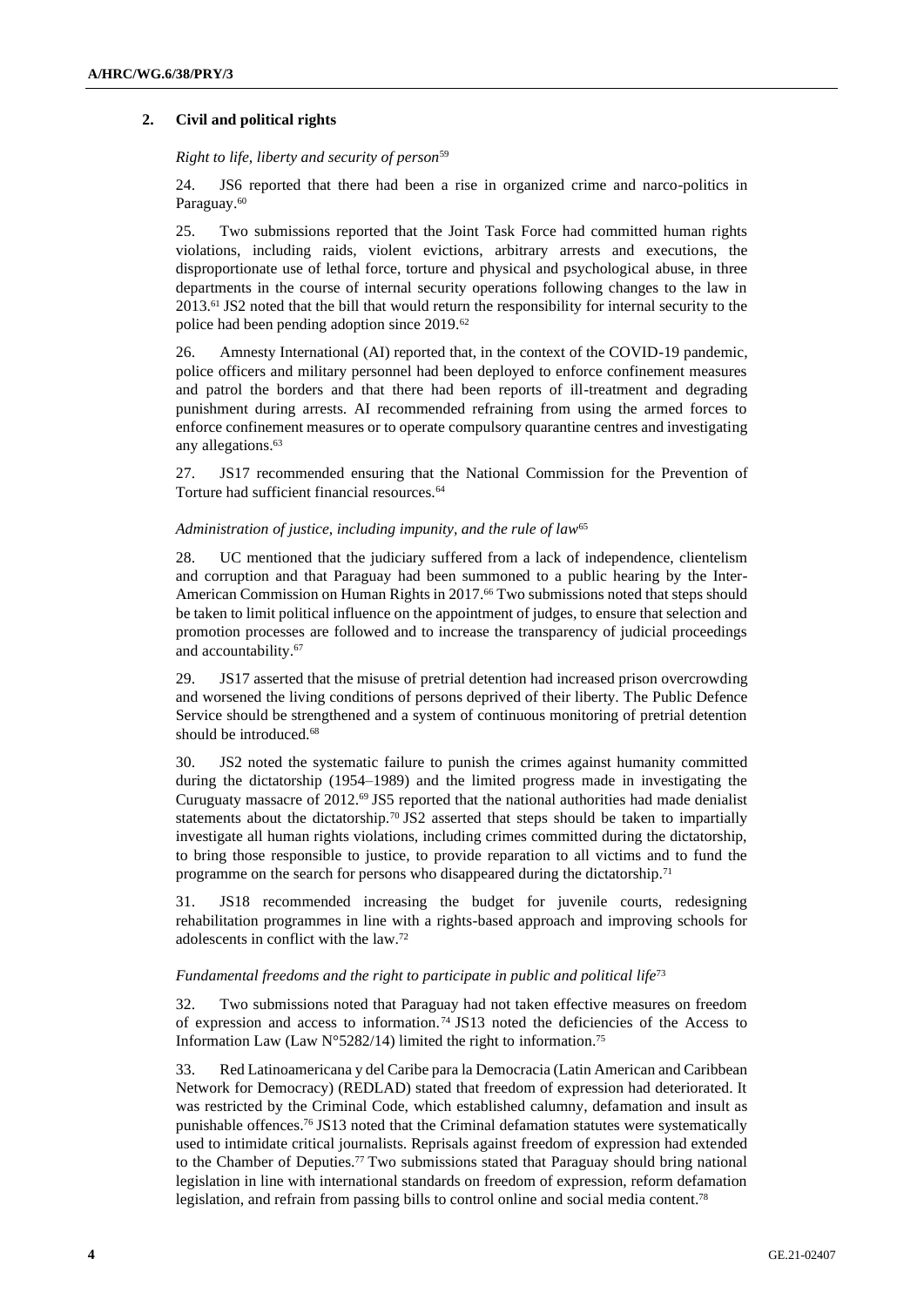### 2. Civil and political rights

*Right to life, liberty and security of person*[59]

24. JS6 reported that there had been a rise in organized crime and narco-politics in Paraguay.[60]

25. Two submissions reported that the Joint Task Force had committed human rights violations, including raids, violent evictions, arbitrary arrests and executions, the disproportionate use of lethal force, torture and physical and psychological abuse, in three departments in the course of internal security operations following changes to the law in 2013.[61] JS2 noted that the bill that would return the responsibility for internal security to the police had been pending adoption since 2019.[62]

26. Amnesty International (AI) reported that, in the context of the COVID-19 pandemic, police officers and military personnel had been deployed to enforce confinement measures and patrol the borders and that there had been reports of ill-treatment and degrading punishment during arrests. AI recommended refraining from using the armed forces to enforce confinement measures or to operate compulsory quarantine centres and investigating any allegations.[63]

27. JS17 recommended ensuring that the National Commission for the Prevention of Torture had sufficient financial resources.[64]

*Administration of justice, including impunity, and the rule of law*[65]

28. UC mentioned that the judiciary suffered from a lack of independence, clientelism and corruption and that Paraguay had been summoned to a public hearing by the Inter-American Commission on Human Rights in 2017.[66] Two submissions noted that steps should be taken to limit political influence on the appointment of judges, to ensure that selection and promotion processes are followed and to increase the transparency of judicial proceedings and accountability.[67]

29. JS17 asserted that the misuse of pretrial detention had increased prison overcrowding and worsened the living conditions of persons deprived of their liberty. The Public Defence Service should be strengthened and a system of continuous monitoring of pretrial detention should be introduced.[68]

30. JS2 noted the systematic failure to punish the crimes against humanity committed during the dictatorship (1954–1989) and the limited progress made in investigating the Curuguaty massacre of 2012.[69] JS5 reported that the national authorities had made denialist statements about the dictatorship.[70] JS2 asserted that steps should be taken to impartially investigate all human rights violations, including crimes committed during the dictatorship, to bring those responsible to justice, to provide reparation to all victims and to fund the programme on the search for persons who disappeared during the dictatorship.[71]

31. JS18 recommended increasing the budget for juvenile courts, redesigning rehabilitation programmes in line with a rights-based approach and improving schools for adolescents in conflict with the law.[72]

*Fundamental freedoms and the right to participate in public and political life*[73]

32. Two submissions noted that Paraguay had not taken effective measures on freedom of expression and access to information.[74] JS13 noted the deficiencies of the Access to Information Law (Law N°5282/14) limited the right to information.[75]

33. Red Latinoamericana y del Caribe para la Democracia (Latin American and Caribbean Network for Democracy) (REDLAD) stated that freedom of expression had deteriorated. It was restricted by the Criminal Code, which established calumny, defamation and insult as punishable offences.[76] JS13 noted that the Criminal defamation statutes were systematically used to intimidate critical journalists. Reprisals against freedom of expression had extended to the Chamber of Deputies.[77] Two submissions stated that Paraguay should bring national legislation in line with international standards on freedom of expression, reform defamation legislation, and refrain from passing bills to control online and social media content.[78]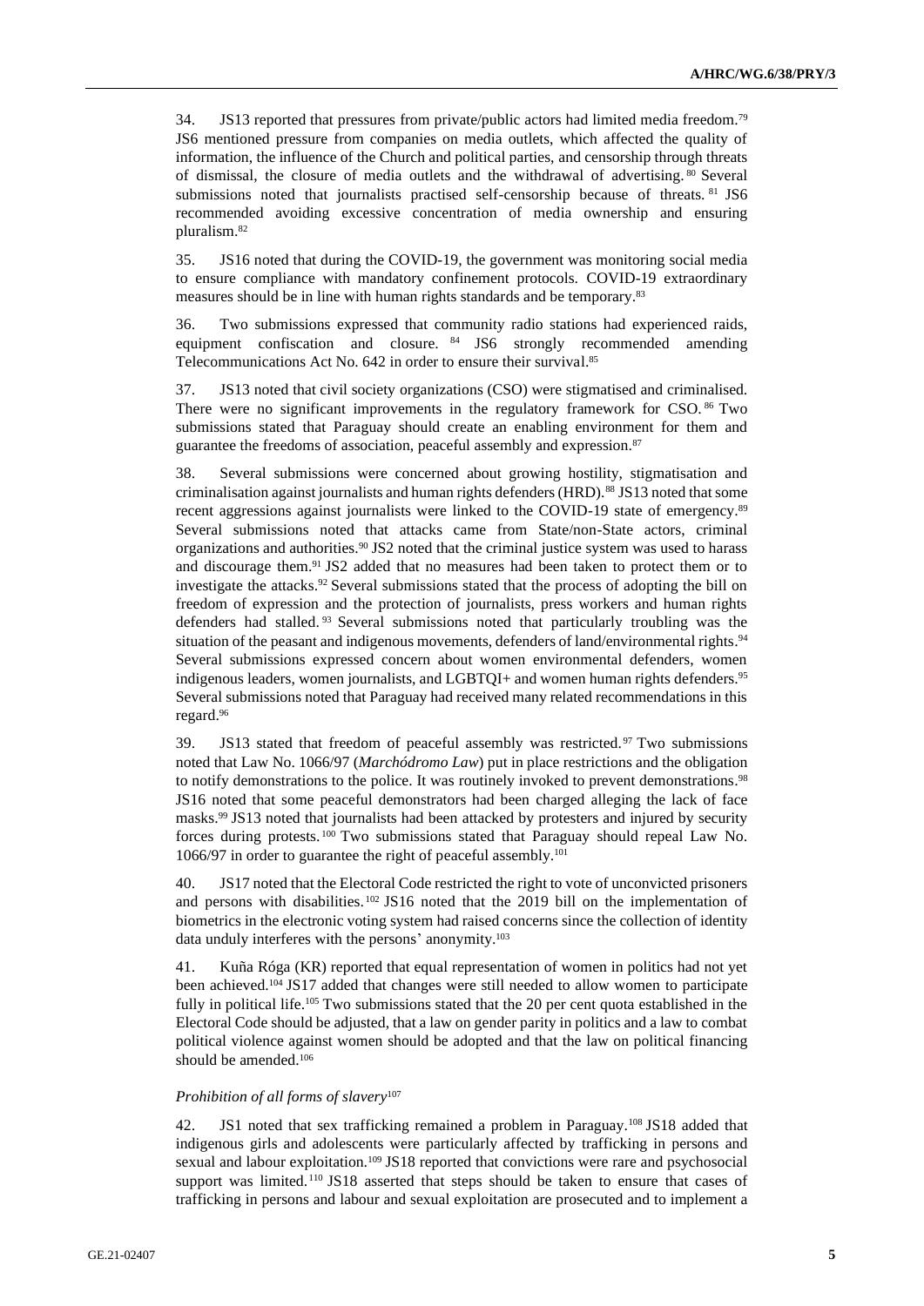34. JS13 reported that pressures from private/public actors had limited media freedom.[79] JS6 mentioned pressure from companies on media outlets, which affected the quality of information, the influence of the Church and political parties, and censorship through threats of dismissal, the closure of media outlets and the withdrawal of advertising.[80] Several submissions noted that journalists practised self-censorship because of threats.[81] JS6 recommended avoiding excessive concentration of media ownership and ensuring pluralism.[82]

35. JS16 noted that during the COVID-19, the government was monitoring social media to ensure compliance with mandatory confinement protocols. COVID-19 extraordinary measures should be in line with human rights standards and be temporary.[83]

36. Two submissions expressed that community radio stations had experienced raids, equipment confiscation and closure.[84] JS6 strongly recommended amending Telecommunications Act No. 642 in order to ensure their survival.[85]

37. JS13 noted that civil society organizations (CSO) were stigmatised and criminalised. There were no significant improvements in the regulatory framework for CSO.[86] Two submissions stated that Paraguay should create an enabling environment for them and guarantee the freedoms of association, peaceful assembly and expression.[87]

38. Several submissions were concerned about growing hostility, stigmatisation and criminalisation against journalists and human rights defenders (HRD).[88] JS13 noted that some recent aggressions against journalists were linked to the COVID-19 state of emergency.[89] Several submissions noted that attacks came from State/non-State actors, criminal organizations and authorities.[90] JS2 noted that the criminal justice system was used to harass and discourage them.[91] JS2 added that no measures had been taken to protect them or to investigate the attacks.[92] Several submissions stated that the process of adopting the bill on freedom of expression and the protection of journalists, press workers and human rights defenders had stalled.[93] Several submissions noted that particularly troubling was the situation of the peasant and indigenous movements, defenders of land/environmental rights.[94] Several submissions expressed concern about women environmental defenders, women indigenous leaders, women journalists, and LGBTQI+ and women human rights defenders.[95] Several submissions noted that Paraguay had received many related recommendations in this regard.[96]

39. JS13 stated that freedom of peaceful assembly was restricted.[97] Two submissions noted that Law No. 1066/97 (*Marchódromo Law*) put in place restrictions and the obligation to notify demonstrations to the police. It was routinely invoked to prevent demonstrations.[98] JS16 noted that some peaceful demonstrators had been charged alleging the lack of face masks.[99] JS13 noted that journalists had been attacked by protesters and injured by security forces during protests.[100] Two submissions stated that Paraguay should repeal Law No. 1066/97 in order to guarantee the right of peaceful assembly.[101]

40. JS17 noted that the Electoral Code restricted the right to vote of unconvicted prisoners and persons with disabilities.[102] JS16 noted that the 2019 bill on the implementation of biometrics in the electronic voting system had raised concerns since the collection of identity data unduly interferes with the persons' anonymity.[103]

41. Kuña Róga (KR) reported that equal representation of women in politics had not yet been achieved.[104] JS17 added that changes were still needed to allow women to participate fully in political life.[105] Two submissions stated that the 20 per cent quota established in the Electoral Code should be adjusted, that a law on gender parity in politics and a law to combat political violence against women should be adopted and that the law on political financing should be amended.[106]

*Prohibition of all forms of slavery*[107]

42. JS1 noted that sex trafficking remained a problem in Paraguay.[108] JS18 added that indigenous girls and adolescents were particularly affected by trafficking in persons and sexual and labour exploitation.[109] JS18 reported that convictions were rare and psychosocial support was limited.[110] JS18 asserted that steps should be taken to ensure that cases of trafficking in persons and labour and sexual exploitation are prosecuted and to implement a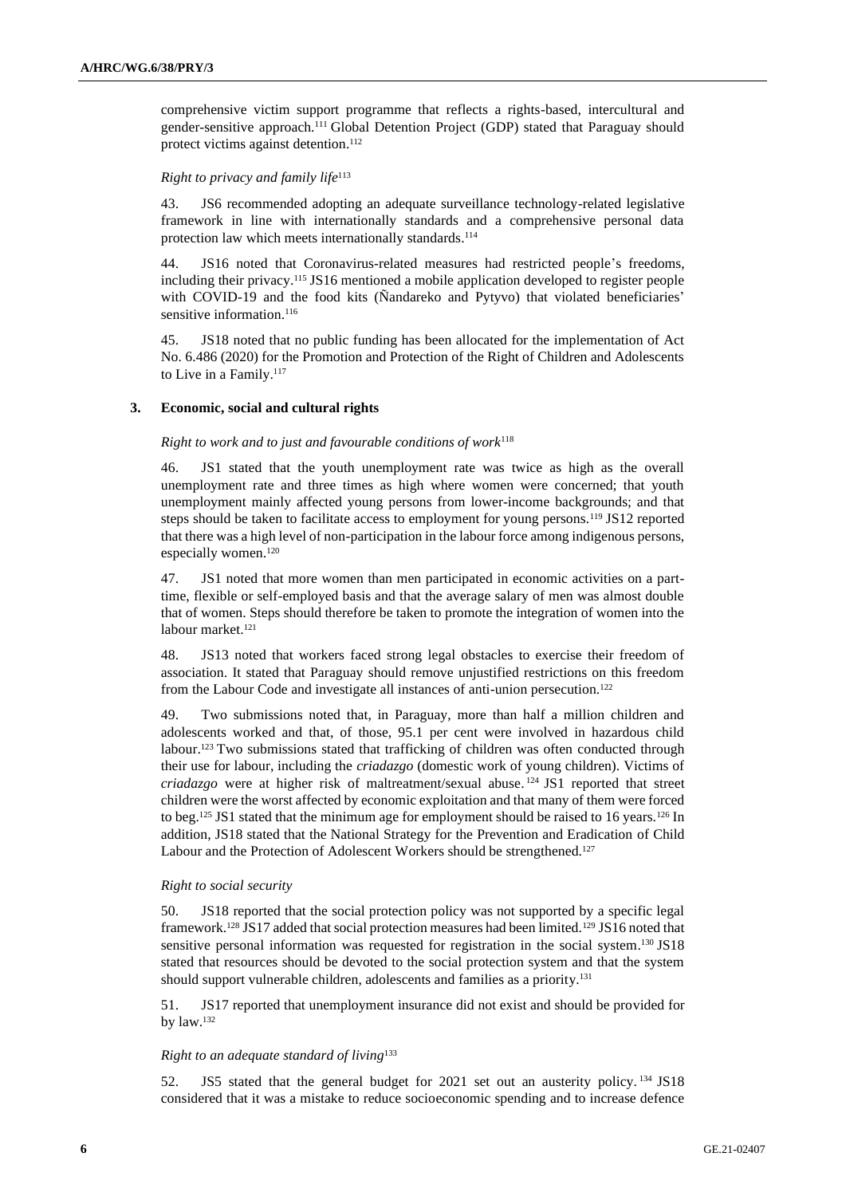comprehensive victim support programme that reflects a rights-based, intercultural and gender-sensitive approach.[111] Global Detention Project (GDP) stated that Paraguay should protect victims against detention.[112]

*Right to privacy and family life*[113]

43. JS6 recommended adopting an adequate surveillance technology-related legislative framework in line with internationally standards and a comprehensive personal data protection law which meets internationally standards.[114]

44. JS16 noted that Coronavirus-related measures had restricted people's freedoms, including their privacy.[115] JS16 mentioned a mobile application developed to register people with COVID-19 and the food kits (Ñandareko and Pytyvo) that violated beneficiaries' sensitive information.[116]

45. JS18 noted that no public funding has been allocated for the implementation of Act No. 6.486 (2020) for the Promotion and Protection of the Right of Children and Adolescents to Live in a Family.[117]

### 3. Economic, social and cultural rights

*Right to work and to just and favourable conditions of work*[118]

46. JS1 stated that the youth unemployment rate was twice as high as the overall unemployment rate and three times as high where women were concerned; that youth unemployment mainly affected young persons from lower-income backgrounds; and that steps should be taken to facilitate access to employment for young persons.[119] JS12 reported that there was a high level of non-participation in the labour force among indigenous persons, especially women.[120]

47. JS1 noted that more women than men participated in economic activities on a part-time, flexible or self-employed basis and that the average salary of men was almost double that of women. Steps should therefore be taken to promote the integration of women into the labour market.[121]

48. JS13 noted that workers faced strong legal obstacles to exercise their freedom of association. It stated that Paraguay should remove unjustified restrictions on this freedom from the Labour Code and investigate all instances of anti-union persecution.[122]

49. Two submissions noted that, in Paraguay, more than half a million children and adolescents worked and that, of those, 95.1 per cent were involved in hazardous child labour.[123] Two submissions stated that trafficking of children was often conducted through their use for labour, including the *criadazgo* (domestic work of young children). Victims of *criadazgo* were at higher risk of maltreatment/sexual abuse.[124] JS1 reported that street children were the worst affected by economic exploitation and that many of them were forced to beg.[125] JS1 stated that the minimum age for employment should be raised to 16 years.[126] In addition, JS18 stated that the National Strategy for the Prevention and Eradication of Child Labour and the Protection of Adolescent Workers should be strengthened.[127]

*Right to social security*

50. JS18 reported that the social protection policy was not supported by a specific legal framework.[128] JS17 added that social protection measures had been limited.[129] JS16 noted that sensitive personal information was requested for registration in the social system.[130] JS18 stated that resources should be devoted to the social protection system and that the system should support vulnerable children, adolescents and families as a priority.[131]

51. JS17 reported that unemployment insurance did not exist and should be provided for by law.[132]

*Right to an adequate standard of living*[133]

52. JS5 stated that the general budget for 2021 set out an austerity policy.[134] JS18 considered that it was a mistake to reduce socioeconomic spending and to increase defence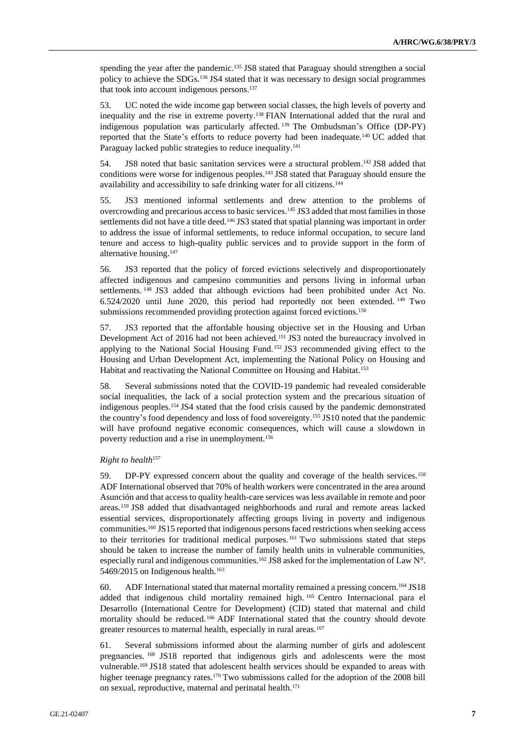spending the year after the pandemic.[135] JS8 stated that Paraguay should strengthen a social policy to achieve the SDGs.[136] JS4 stated that it was necessary to design social programmes that took into account indigenous persons.[137]

53. UC noted the wide income gap between social classes, the high levels of poverty and inequality and the rise in extreme poverty.[138] FIAN International added that the rural and indigenous population was particularly affected.[139] The Ombudsman's Office (DP-PY) reported that the State's efforts to reduce poverty had been inadequate.[140] UC added that Paraguay lacked public strategies to reduce inequality.[141]

54. JS8 noted that basic sanitation services were a structural problem.[142] JS8 added that conditions were worse for indigenous peoples.[143] JS8 stated that Paraguay should ensure the availability and accessibility to safe drinking water for all citizens.[144]

55. JS3 mentioned informal settlements and drew attention to the problems of overcrowding and precarious access to basic services.[145] JS3 added that most families in those settlements did not have a title deed.[146] JS3 stated that spatial planning was important in order to address the issue of informal settlements, to reduce informal occupation, to secure land tenure and access to high-quality public services and to provide support in the form of alternative housing.[147]

56. JS3 reported that the policy of forced evictions selectively and disproportionately affected indigenous and campesino communities and persons living in informal urban settlements.[148] JS3 added that although evictions had been prohibited under Act No. 6.524/2020 until June 2020, this period had reportedly not been extended.[149] Two submissions recommended providing protection against forced evictions.[150]

57. JS3 reported that the affordable housing objective set in the Housing and Urban Development Act of 2016 had not been achieved.[151] JS3 noted the bureaucracy involved in applying to the National Social Housing Fund.[152] JS3 recommended giving effect to the Housing and Urban Development Act, implementing the National Policy on Housing and Habitat and reactivating the National Committee on Housing and Habitat.[153]

58. Several submissions noted that the COVID-19 pandemic had revealed considerable social inequalities, the lack of a social protection system and the precarious situation of indigenous peoples.[154] JS4 stated that the food crisis caused by the pandemic demonstrated the country's food dependency and loss of food sovereignty.[155] JS10 noted that the pandemic will have profound negative economic consequences, which will cause a slowdown in poverty reduction and a rise in unemployment.[156]

*Right to health*[157]

59. DP-PY expressed concern about the quality and coverage of the health services.[158] ADF International observed that 70% of health workers were concentrated in the area around Asunción and that access to quality health-care services was less available in remote and poor areas.[159] JS8 added that disadvantaged neighborhoods and rural and remote areas lacked essential services, disproportionately affecting groups living in poverty and indigenous communities.[160] JS15 reported that indigenous persons faced restrictions when seeking access to their territories for traditional medical purposes.[161] Two submissions stated that steps should be taken to increase the number of family health units in vulnerable communities, especially rural and indigenous communities.[162] JS8 asked for the implementation of Law N°. 5469/2015 on Indigenous health.[163]

60. ADF International stated that maternal mortality remained a pressing concern.[164] JS18 added that indigenous child mortality remained high.[165] Centro Internacional para el Desarrollo (International Centre for Development) (CID) stated that maternal and child mortality should be reduced.[166] ADF International stated that the country should devote greater resources to maternal health, especially in rural areas.[167]

61. Several submissions informed about the alarming number of girls and adolescent pregnancies.[168] JS18 reported that indigenous girls and adolescents were the most vulnerable.[169] JS18 stated that adolescent health services should be expanded to areas with higher teenage pregnancy rates.[170] Two submissions called for the adoption of the 2008 bill on sexual, reproductive, maternal and perinatal health.[171]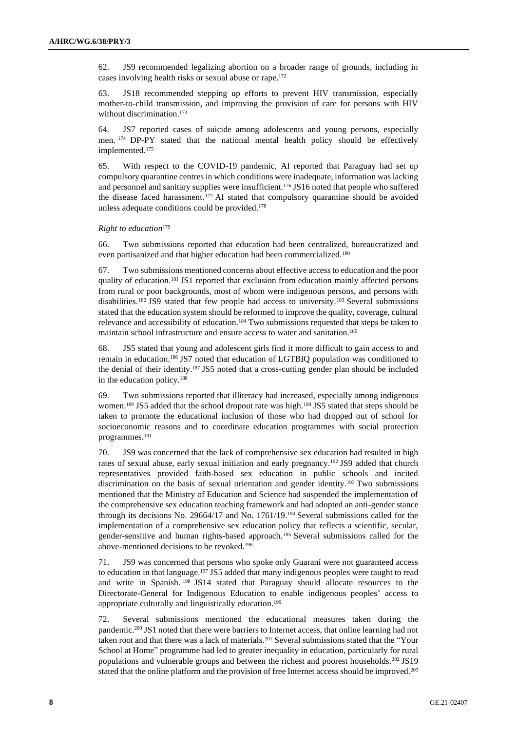62. JS9 recommended legalizing abortion on a broader range of grounds, including in cases involving health risks or sexual abuse or rape.[172]

63. JS18 recommended stepping up efforts to prevent HIV transmission, especially mother-to-child transmission, and improving the provision of care for persons with HIV without discrimination.[173]

64. JS7 reported cases of suicide among adolescents and young persons, especially men.[174] DP-PY stated that the national mental health policy should be effectively implemented.[175]

65. With respect to the COVID-19 pandemic, AI reported that Paraguay had set up compulsory quarantine centres in which conditions were inadequate, information was lacking and personnel and sanitary supplies were insufficient.[176] JS16 noted that people who suffered the disease faced harassment.[177] AI stated that compulsory quarantine should be avoided unless adequate conditions could be provided.[178]

*Right to education*[179]

66. Two submissions reported that education had been centralized, bureaucratized and even partisanized and that higher education had been commercialized.[180]

67. Two submissions mentioned concerns about effective access to education and the poor quality of education.[181] JS1 reported that exclusion from education mainly affected persons from rural or poor backgrounds, most of whom were indigenous persons, and persons with disabilities.[182] JS9 stated that few people had access to university.[183] Several submissions stated that the education system should be reformed to improve the quality, coverage, cultural relevance and accessibility of education.[184] Two submissions requested that steps be taken to maintain school infrastructure and ensure access to water and sanitation.[185]

68. JS5 stated that young and adolescent girls find it more difficult to gain access to and remain in education.[186] JS7 noted that education of LGTBIQ population was conditioned to the denial of their identity.[187] JS5 noted that a cross-cutting gender plan should be included in the education policy.[188]

69. Two submissions reported that illiteracy had increased, especially among indigenous women.[189] JS5 added that the school dropout rate was high.[190] JS5 stated that steps should be taken to promote the educational inclusion of those who had dropped out of school for socioeconomic reasons and to coordinate education programmes with social protection programmes.[191]

70. JS9 was concerned that the lack of comprehensive sex education had resulted in high rates of sexual abuse, early sexual initiation and early pregnancy.[192] JS9 added that church representatives provided faith-based sex education in public schools and incited discrimination on the basis of sexual orientation and gender identity.[193] Two submissions mentioned that the Ministry of Education and Science had suspended the implementation of the comprehensive sex education teaching framework and had adopted an anti-gender stance through its decisions No. 29664/17 and No. 1761/19.[194] Several submissions called for the implementation of a comprehensive sex education policy that reflects a scientific, secular, gender-sensitive and human rights-based approach.[195] Several submissions called for the above-mentioned decisions to be revoked.[196]

71. JS9 was concerned that persons who spoke only Guaraní were not guaranteed access to education in that language.[197] JS5 added that many indigenous peoples were taught to read and write in Spanish.[198] JS14 stated that Paraguay should allocate resources to the Directorate-General for Indigenous Education to enable indigenous peoples' access to appropriate culturally and linguistically education.[199]

72. Several submissions mentioned the educational measures taken during the pandemic.[200] JS1 noted that there were barriers to Internet access, that online learning had not taken root and that there was a lack of materials.[201] Several submissions stated that the "Your School at Home" programme had led to greater inequality in education, particularly for rural populations and vulnerable groups and between the richest and poorest households.[202] JS19 stated that the online platform and the provision of free Internet access should be improved.[203]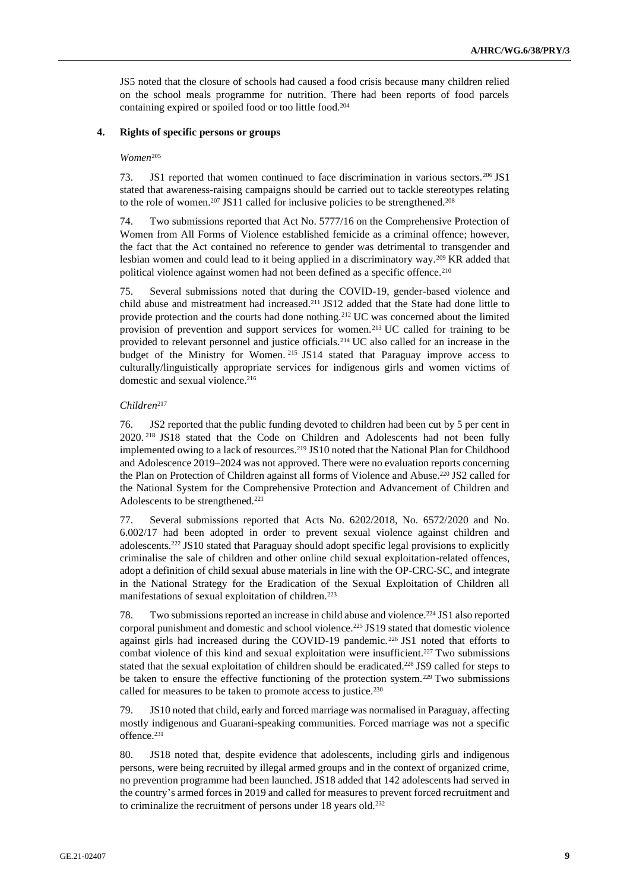JS5 noted that the closure of schools had caused a food crisis because many children relied on the school meals programme for nutrition. There had been reports of food parcels containing expired or spoiled food or too little food.[204]

### 4. Rights of specific persons or groups

*Women*[205]

73. JS1 reported that women continued to face discrimination in various sectors.[206] JS1 stated that awareness-raising campaigns should be carried out to tackle stereotypes relating to the role of women.[207] JS11 called for inclusive policies to be strengthened.[208]

74. Two submissions reported that Act No. 5777/16 on the Comprehensive Protection of Women from All Forms of Violence established femicide as a criminal offence; however, the fact that the Act contained no reference to gender was detrimental to transgender and lesbian women and could lead to it being applied in a discriminatory way.[209] KR added that political violence against women had not been defined as a specific offence.[210]

75. Several submissions noted that during the COVID-19, gender-based violence and child abuse and mistreatment had increased.[211] JS12 added that the State had done little to provide protection and the courts had done nothing.[212] UC was concerned about the limited provision of prevention and support services for women.[213] UC called for training to be provided to relevant personnel and justice officials.[214] UC also called for an increase in the budget of the Ministry for Women.[215] JS14 stated that Paraguay improve access to culturally/linguistically appropriate services for indigenous girls and women victims of domestic and sexual violence.[216]

*Children*[217]

76. JS2 reported that the public funding devoted to children had been cut by 5 per cent in 2020.[218] JS18 stated that the Code on Children and Adolescents had not been fully implemented owing to a lack of resources.[219] JS10 noted that the National Plan for Childhood and Adolescence 2019–2024 was not approved. There were no evaluation reports concerning the Plan on Protection of Children against all forms of Violence and Abuse.[220] JS2 called for the National System for the Comprehensive Protection and Advancement of Children and Adolescents to be strengthened.[221]

77. Several submissions reported that Acts No. 6202/2018, No. 6572/2020 and No. 6.002/17 had been adopted in order to prevent sexual violence against children and adolescents.[222] JS10 stated that Paraguay should adopt specific legal provisions to explicitly criminalise the sale of children and other online child sexual exploitation-related offences, adopt a definition of child sexual abuse materials in line with the OP-CRC-SC, and integrate in the National Strategy for the Eradication of the Sexual Exploitation of Children all manifestations of sexual exploitation of children.[223]

78. Two submissions reported an increase in child abuse and violence.[224] JS1 also reported corporal punishment and domestic and school violence.[225] JS19 stated that domestic violence against girls had increased during the COVID-19 pandemic.[226] JS1 noted that efforts to combat violence of this kind and sexual exploitation were insufficient.[227] Two submissions stated that the sexual exploitation of children should be eradicated.[228] JS9 called for steps to be taken to ensure the effective functioning of the protection system.[229] Two submissions called for measures to be taken to promote access to justice.[230]

79. JS10 noted that child, early and forced marriage was normalised in Paraguay, affecting mostly indigenous and Guarani-speaking communities. Forced marriage was not a specific offence.[231]

80. JS18 noted that, despite evidence that adolescents, including girls and indigenous persons, were being recruited by illegal armed groups and in the context of organized crime, no prevention programme had been launched. JS18 added that 142 adolescents had served in the country's armed forces in 2019 and called for measures to prevent forced recruitment and to criminalize the recruitment of persons under 18 years old.[232]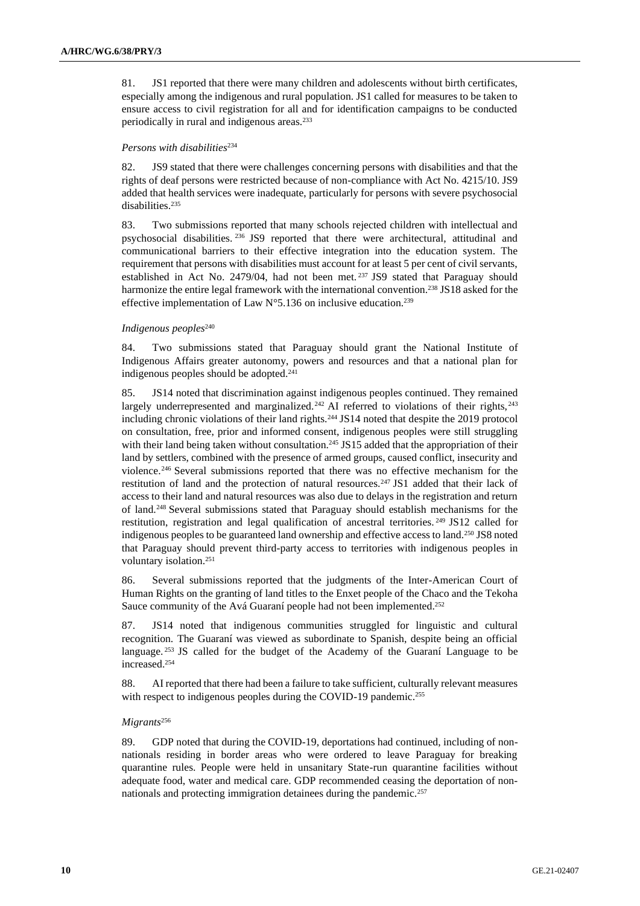81. JS1 reported that there were many children and adolescents without birth certificates, especially among the indigenous and rural population. JS1 called for measures to be taken to ensure access to civil registration for all and for identification campaigns to be conducted periodically in rural and indigenous areas.[233]

*Persons with disabilities*[234]

82. JS9 stated that there were challenges concerning persons with disabilities and that the rights of deaf persons were restricted because of non-compliance with Act No. 4215/10. JS9 added that health services were inadequate, particularly for persons with severe psychosocial disabilities.[235]

83. Two submissions reported that many schools rejected children with intellectual and psychosocial disabilities.[236] JS9 reported that there were architectural, attitudinal and communicational barriers to their effective integration into the education system. The requirement that persons with disabilities must account for at least 5 per cent of civil servants, established in Act No. 2479/04, had not been met.[237] JS9 stated that Paraguay should harmonize the entire legal framework with the international convention.[238] JS18 asked for the effective implementation of Law N°5.136 on inclusive education.[239]

*Indigenous peoples*[240]

84. Two submissions stated that Paraguay should grant the National Institute of Indigenous Affairs greater autonomy, powers and resources and that a national plan for indigenous peoples should be adopted.[241]

85. JS14 noted that discrimination against indigenous peoples continued. They remained largely underrepresented and marginalized.[242] AI referred to violations of their rights,[243] including chronic violations of their land rights.[244] JS14 noted that despite the 2019 protocol on consultation, free, prior and informed consent, indigenous peoples were still struggling with their land being taken without consultation.[245] JS15 added that the appropriation of their land by settlers, combined with the presence of armed groups, caused conflict, insecurity and violence.[246] Several submissions reported that there was no effective mechanism for the restitution of land and the protection of natural resources.[247] JS1 added that their lack of access to their land and natural resources was also due to delays in the registration and return of land.[248] Several submissions stated that Paraguay should establish mechanisms for the restitution, registration and legal qualification of ancestral territories.[249] JS12 called for indigenous peoples to be guaranteed land ownership and effective access to land.[250] JS8 noted that Paraguay should prevent third-party access to territories with indigenous peoples in voluntary isolation.[251]

86. Several submissions reported that the judgments of the Inter-American Court of Human Rights on the granting of land titles to the Enxet people of the Chaco and the Tekoha Sauce community of the Avá Guaraní people had not been implemented.[252]

87. JS14 noted that indigenous communities struggled for linguistic and cultural recognition. The Guaraní was viewed as subordinate to Spanish, despite being an official language.[253] JS called for the budget of the Academy of the Guaraní Language to be increased.[254]

88. AI reported that there had been a failure to take sufficient, culturally relevant measures with respect to indigenous peoples during the COVID-19 pandemic.[255]

*Migrants*[256]

89. GDP noted that during the COVID-19, deportations had continued, including of non-nationals residing in border areas who were ordered to leave Paraguay for breaking quarantine rules. People were held in unsanitary State-run quarantine facilities without adequate food, water and medical care. GDP recommended ceasing the deportation of non-nationals and protecting immigration detainees during the pandemic.[257]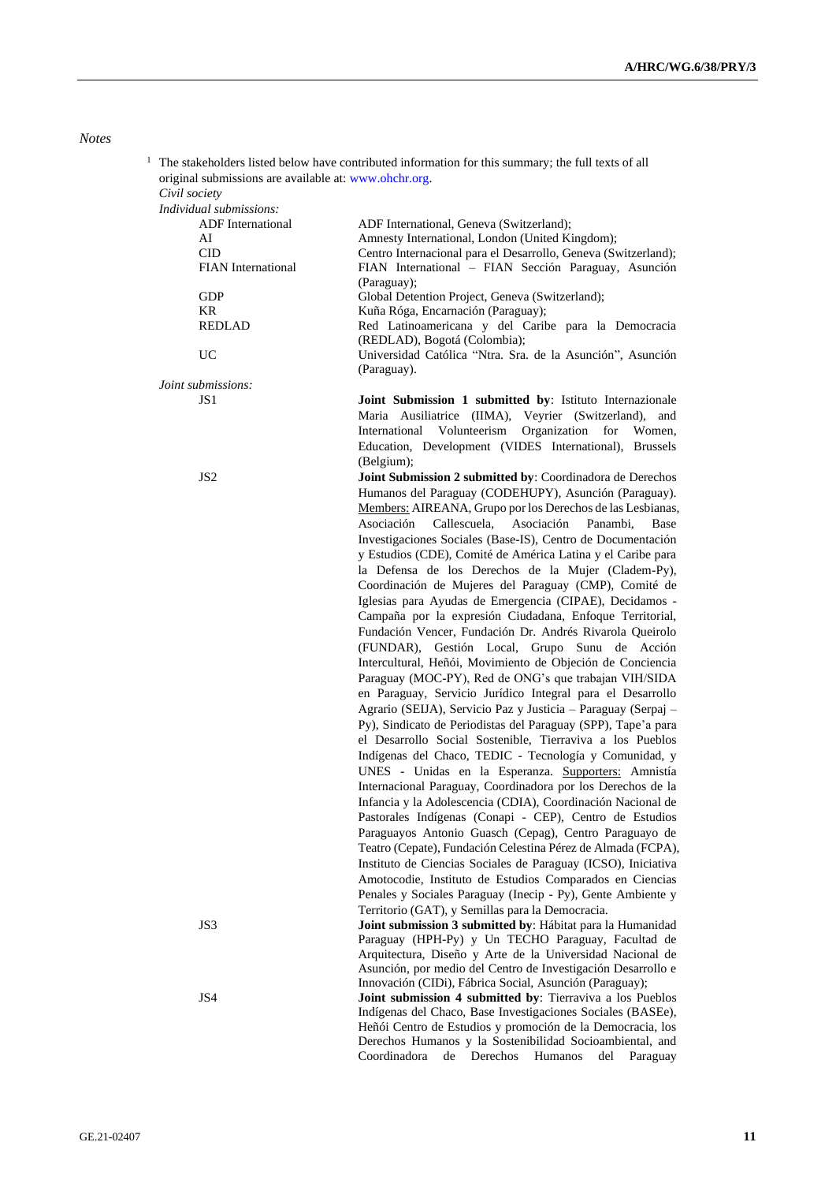*Notes*

[1] The stakeholders listed below have contributed information for this summary; the full texts of all original submissions are available at: www.ohchr.org.

*Civil society*

*Individual submissions:*

| | |
|---|---|
| ADF International | ADF International, Geneva (Switzerland); |
| AI | Amnesty International, London (United Kingdom); |
| CID | Centro Internacional para el Desarrollo, Geneva (Switzerland); |
| FIAN International | FIAN International – FIAN Sección Paraguay, Asunción (Paraguay); |
| GDP | Global Detention Project, Geneva (Switzerland); |
| KR | Kuña Róga, Encarnación (Paraguay); |
| REDLAD | Red Latinoamericana y del Caribe para la Democracia (REDLAD), Bogotá (Colombia); |
| UC | Universidad Católica "Ntra. Sra. de la Asunción", Asunción (Paraguay). |

*Joint submissions:*

| | |
|---|---|
| JS1 | **Joint Submission 1 submitted by**: Istituto Internazionale Maria Ausiliatrice (IIMA), Veyrier (Switzerland), and International Volunteerism Organization for Women, Education, Development (VIDES International), Brussels (Belgium); |
| JS2 | **Joint Submission 2 submitted by**: Coordinadora de Derechos Humanos del Paraguay (CODEHUPY), Asunción (Paraguay). Members: AIREANA, Grupo por los Derechos de las Lesbianas, Asociación Callescuela, Asociación Panambi, Base Investigaciones Sociales (Base-IS), Centro de Documentación y Estudios (CDE), Comité de América Latina y el Caribe para la Defensa de los Derechos de la Mujer (Cladem-Py), Coordinación de Mujeres del Paraguay (CMP), Comité de Iglesias para Ayudas de Emergencia (CIPAE), Decidamos - Campaña por la expresión Ciudadana, Enfoque Territorial, Fundación Vencer, Fundación Dr. Andrés Rivarola Queirolo (FUNDAR), Gestión Local, Grupo Sunu de Acción Intercultural, Heñói, Movimiento de Objeción de Conciencia Paraguay (MOC-PY), Red de ONG's que trabajan VIH/SIDA en Paraguay, Servicio Jurídico Integral para el Desarrollo Agrario (SEIJA), Servicio Paz y Justicia – Paraguay (Serpaj – Py), Sindicato de Periodistas del Paraguay (SPP), Tape'a para el Desarrollo Social Sostenible, Tierraviva a los Pueblos Indígenas del Chaco, TEDIC - Tecnología y Comunidad, y UNES - Unidas en la Esperanza. Supporters: Amnistía Internacional Paraguay, Coordinadora por los Derechos de la Infancia y la Adolescencia (CDIA), Coordinación Nacional de Pastorales Indígenas (Conapi - CEP), Centro de Estudios Paraguayos Antonio Guasch (Cepag), Centro Paraguayo de Teatro (Cepate), Fundación Celestina Pérez de Almada (FCPA), Instituto de Ciencias Sociales de Paraguay (ICSO), Iniciativa Amotocodie, Instituto de Estudios Comparados en Ciencias Penales y Sociales Paraguay (Inecip - Py), Gente Ambiente y Territorio (GAT), y Semillas para la Democracia. |
| JS3 | **Joint submission 3 submitted by**: Hábitat para la Humanidad Paraguay (HPH-Py) y Un TECHO Paraguay, Facultad de Arquitectura, Diseño y Arte de la Universidad Nacional de Asunción, por medio del Centro de Investigación Desarrollo e Innovación (CIDi), Fábrica Social, Asunción (Paraguay); |
| JS4 | **Joint submission 4 submitted by**: Tierraviva a los Pueblos Indígenas del Chaco, Base Investigaciones Sociales (BASEe), Heñói Centro de Estudios y promoción de la Democracia, los Derechos Humanos y la Sostenibilidad Socioambiental, and Coordinadora de Derechos Humanos del Paraguay |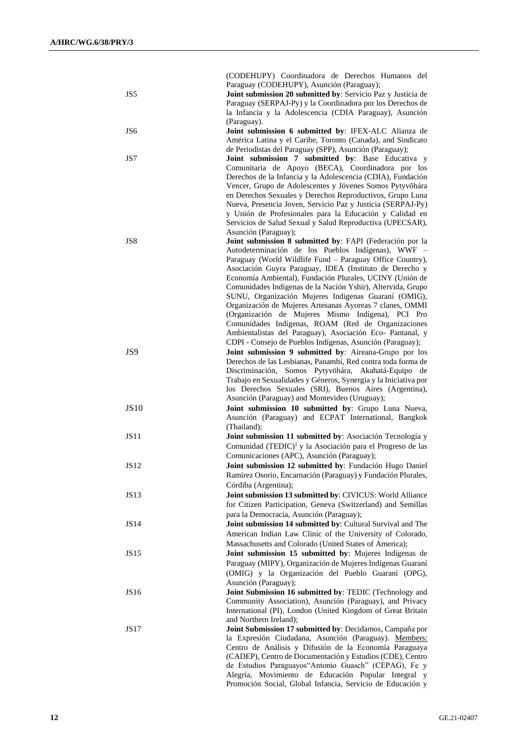(CODEHUPY) Coordinadora de Derechos Humanos del Paraguay (CODEHUPY), Asunción (Paraguay);

| | |
|---|---|
| JS5 | **Joint submission 20 submitted by**: Servicio Paz y Justicia de Paraguay (SERPAJ-Py) y la Coordinadora por los Derechos de la Infancia y la Adolescencia (CDIA Paraguay), Asunción (Paraguay). |
| JS6 | **Joint submission 6 submitted by**: IFEX-ALC Alianza de América Latina y el Caribe, Toronto (Canada), and Sindicato de Periodistas del Paraguay (SPP), Asunción (Paraguay); |
| JS7 | **Joint submission 7 submitted by**: Base Educativa y Comunitaria de Apoyo (BECA), Coordinadora por los Derechos de la Infancia y la Adolescencia (CDIA), Fundación Vencer, Grupo de Adolescentes y Jóvenes Somos Pytyvõhára en Derechos Sexuales y Derechos Reproductivos, Grupo Luna Nueva, Presencia Joven, Servicio Paz y Justicia (SERPAJ-Py) y Unión de Profesionales para la Educación y Calidad en Servicios de Salud Sexual y Salud Reproductiva (UPECSAR), Asunción (Paraguay); |
| JS8 | **Joint submission 8 submitted by**: FAPI (Federación por la Autodeterminación de los Pueblos Indígenas), WWF – Paraguay (World Wildlife Fund – Paraguay Office Country), Asociación Guyra Paraguay, IDEA (Instituto de Derecho y Economía Ambiental), Fundación Plurales, UCINY (Unión de Comunidades Indígenas de la Nación Yshir), Altervida, Grupo SUNU, Organización Mujeres Indigenas Guaraní (OMIG), Organización de Mujeres Artesanas Ayoreas 7 clanes, OMMI (Organización de Mujeres Mismo Indígena), PCI Pro Comunidades Indígenas, ROAM (Red de Organizaciones Ambientalistas del Paraguay), Asociación Eco- Pantanal, y CDPI - Consejo de Pueblos Indígenas, Asunción (Paraguay); |
| JS9 | **Joint submission 9 submitted by**: Aireana-Grupo por los Derechos de las Lesbianas, Panambí, Red contra toda forma de Discriminación, Somos Pytyvöhára, Akahatá-Equipo de Trabajo en Sexualidades y Géneros, Synergia y la Iniciativa por los Derechos Sexuales (SRI), Buenos Aires (Argentina), Asunción (Paraguay) and Montevideo (Uruguay); |
| JS10 | **Joint submission 10 submitted by**: Grupo Luna Nueva, Asunción (Paraguay) and ECPAT International, Bangkok (Thailand); |
| JS11 | **Joint submission 11 submitted by**: Asociación Tecnología y Comunidad (TEDIC)[1] y la Asociación para el Progreso de las Comunicaciones (APC), Asunción (Paraguay); |
| JS12 | **Joint submission 12 submitted by**: Fundación Hugo Daniel Ramírez Osorio, Encarnación (Paraguay) y Fundación Plurales, Córdiba (Argentina); |
| JS13 | **Joint submission 13 submitted by**: CIVICUS: World Alliance for Citizen Participation, Geneva (Switzerland) and Semillas para la Democracia, Asunción (Paraguay); |
| JS14 | **Joint submission 14 submitted by**: Cultural Survival and The American Indian Law Clinic of the University of Colorado, Massachusetts and Colorado (United States of America); |
| JS15 | **Joint submission 15 submitted by**: Mujeres Indígenas de Paraguay (MIPY), Organización de Mujeres Indígenas Guaraní (OMIG) y la Organización del Pueblo Guaraní (OPG), Asunción (Paraguay); |
| JS16 | **Joint Submission 16 submitted by**: TEDIC (Technology and Community Association), Asunción (Paraguay), and Privacy International (PI), London (United Kingdom of Great Britain and Northern Ireland); |
| JS17 | **Joint Submission 17 submitted by**: Decidamos, Campaña por la Expresión Ciudadana, Asunción (Paraguay). Members: Centro de Análisis y Difusión de la Economía Paraguaya (CADEP), Centro de Documentación y Estudios (CDE), Centro de Estudios Paraguayos"Antonio Guasch" (CEPAG), Fe y Alegría, Movimiento de Educación Popular Integral y Promoción Social, Global Infancia, Servicio de Educación y |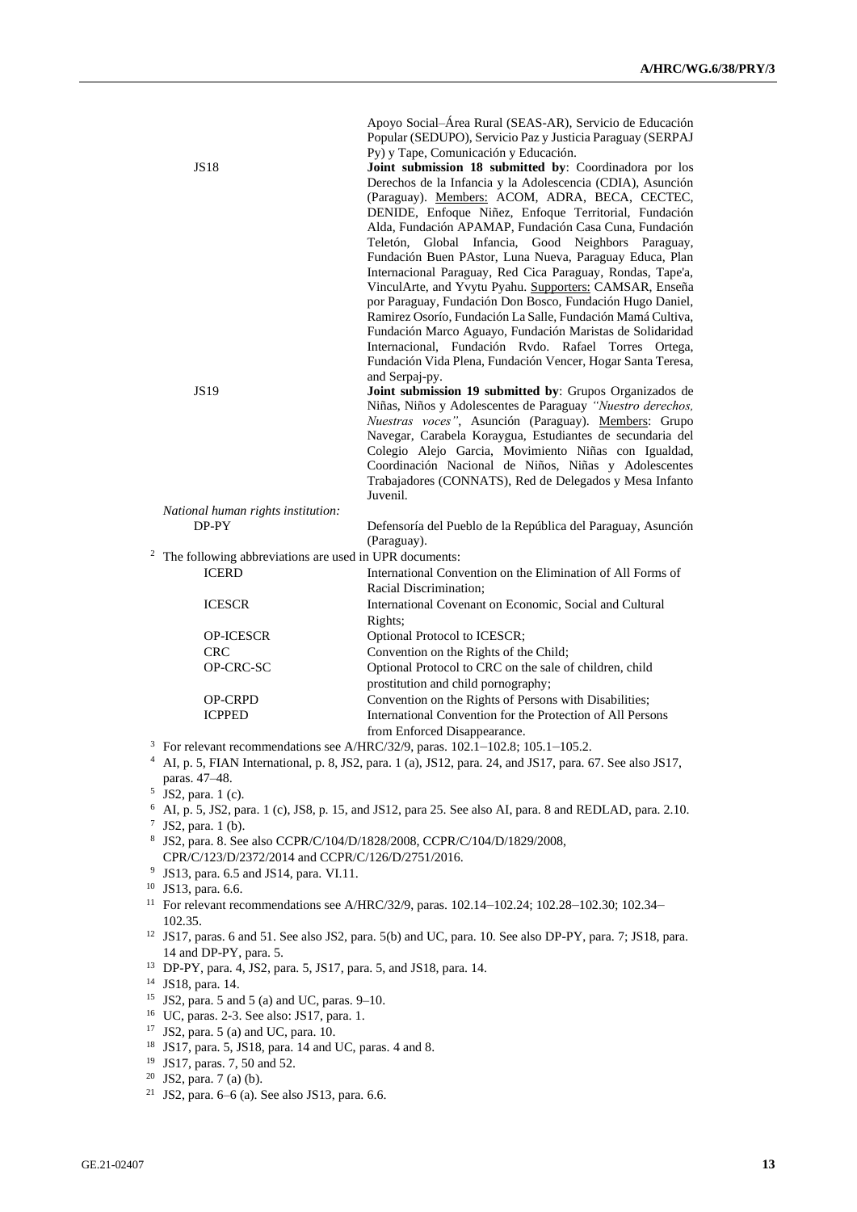| | |
|---|---|
| | Apoyo Social–Área Rural (SEAS-AR), Servicio de Educación Popular (SEDUPO), Servicio Paz y Justicia Paraguay (SERPAJ Py) y Tape, Comunicación y Educación. |
| JS18 | **Joint submission 18 submitted by**: Coordinadora por los Derechos de la Infancia y la Adolescencia (CDIA), Asunción (Paraguay). Members: ACOM, ADRA, BECA, CECTEC, DENIDE, Enfoque Niñez, Enfoque Territorial, Fundación Alda, Fundación APAMAP, Fundación Casa Cuna, Fundación Teletón, Global Infancia, Good Neighbors Paraguay, Fundación Buen PAstor, Luna Nueva, Paraguay Educa, Plan Internacional Paraguay, Red Cica Paraguay, Rondas, Tape'a, VinculArte, and Yvytu Pyahu. Supporters: CAMSAR, Enseña por Paraguay, Fundación Don Bosco, Fundación Hugo Daniel, Ramirez Osorío, Fundación La Salle, Fundación Mamá Cultiva, Fundación Marco Aguayo, Fundación Maristas de Solidaridad Internacional, Fundación Rvdo. Rafael Torres Ortega, Fundación Vida Plena, Fundación Vencer, Hogar Santa Teresa, and Serpaj-py. |
| JS19 | **Joint submission 19 submitted by**: Grupos Organizados de Niñas, Niños y Adolescentes de Paraguay *"Nuestro derechos, Nuestras voces"*, Asunción (Paraguay). Members: Grupo Navegar, Carabela Koraygua, Estudiantes de secundaria del Colegio Alejo Garcia, Movimiento Niñas con Igualdad, Coordinación Nacional de Niños, Niñas y Adolescentes Trabajadores (CONNATS), Red de Delegados y Mesa Infanto Juvenil. |
| *National human rights institution:* | |
| DP-PY | Defensoría del Pueblo de la República del Paraguay, Asunción (Paraguay). |

[2] The following abbreviations are used in UPR documents:

| | |
|---|---|
| ICERD | International Convention on the Elimination of All Forms of Racial Discrimination; |
| ICESCR | International Covenant on Economic, Social and Cultural Rights; |
| OP-ICESCR | Optional Protocol to ICESCR; |
| CRC | Convention on the Rights of the Child; |
| OP-CRC-SC | Optional Protocol to CRC on the sale of children, child prostitution and child pornography; |
| OP-CRPD | Convention on the Rights of Persons with Disabilities; |
| ICPPED | International Convention for the Protection of All Persons from Enforced Disappearance. |

[3] For relevant recommendations see A/HRC/32/9, paras. 102.1–102.8; 105.1–105.2.

[4] AI, p. 5, FIAN International, p. 8, JS2, para. 1 (a), JS12, para. 24, and JS17, para. 67. See also JS17, paras. 47–48.

[5] JS2, para. 1 (c).

[6] AI, p. 5, JS2, para. 1 (c), JS8, p. 15, and JS12, para 25. See also AI, para. 8 and REDLAD, para. 2.10.

[7] JS2, para. 1 (b).

[8] JS2, para. 8. See also CCPR/C/104/D/1828/2008, CCPR/C/104/D/1829/2008, CPR/C/123/D/2372/2014 and CCPR/C/126/D/2751/2016.

[9] JS13, para. 6.5 and JS14, para. VI.11.

[10] JS13, para. 6.6.

[11] For relevant recommendations see A/HRC/32/9, paras. 102.14–102.24; 102.28–102.30; 102.34–102.35.

[12] JS17, paras. 6 and 51. See also JS2, para. 5(b) and UC, para. 10. See also DP-PY, para. 7; JS18, para. 14 and DP-PY, para. 5.

[13] DP-PY, para. 4, JS2, para. 5, JS17, para. 5, and JS18, para. 14.

[14] JS18, para. 14.

[15] JS2, para. 5 and 5 (a) and UC, paras. 9–10.

[16] UC, paras. 2-3. See also: JS17, para. 1.

[17] JS2, para. 5 (a) and UC, para. 10.

[18] JS17, para. 5, JS18, para. 14 and UC, paras. 4 and 8.

[19] JS17, paras. 7, 50 and 52.

[20] JS2, para. 7 (a) (b).

[21] JS2, para. 6–6 (a). See also JS13, para. 6.6.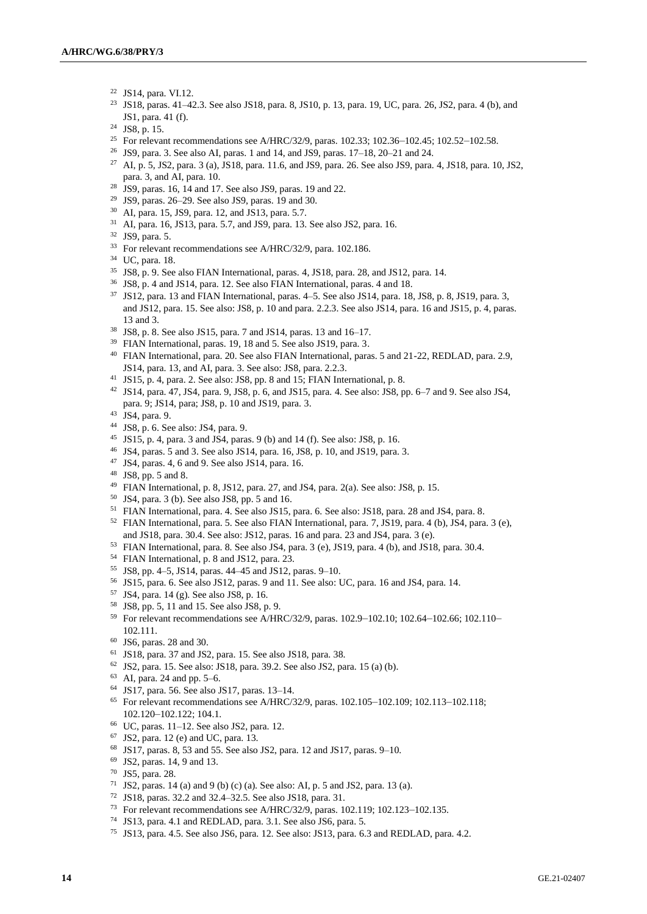[22] JS14, para. VI.12.

[23] JS18, paras. 41–42.3. See also JS18, para. 8, JS10, p. 13, para. 19, UC, para. 26, JS2, para. 4 (b), and JS1, para. 41 (f).

[24] JS8, p. 15.

[25] For relevant recommendations see A/HRC/32/9, paras. 102.33; 102.36–102.45; 102.52–102.58.

[26] JS9, para. 3. See also AI, paras. 1 and 14, and JS9, paras. 17–18, 20–21 and 24.

[27] AI, p. 5, JS2, para. 3 (a), JS18, para. 11.6, and JS9, para. 26. See also JS9, para. 4, JS18, para. 10, JS2, para. 3, and AI, para. 10.

[28] JS9, paras. 16, 14 and 17. See also JS9, paras. 19 and 22.

[29] JS9, paras. 26–29. See also JS9, paras. 19 and 30.

[30] AI, para. 15, JS9, para. 12, and JS13, para. 5.7.

[31] AI, para. 16, JS13, para. 5.7, and JS9, para. 13. See also JS2, para. 16.

[32] JS9, para. 5.

[33] For relevant recommendations see A/HRC/32/9, para. 102.186.

[34] UC, para. 18.

[35] JS8, p. 9. See also FIAN International, paras. 4, JS18, para. 28, and JS12, para. 14.

[36] JS8, p. 4 and JS14, para. 12. See also FIAN International, paras. 4 and 18.

[37] JS12, para. 13 and FIAN International, paras. 4–5. See also JS14, para. 18, JS8, p. 8, JS19, para. 3, and JS12, para. 15. See also: JS8, p. 10 and para. 2.2.3. See also JS14, para. 16 and JS15, p. 4, paras. 13 and 3.

[38] JS8, p. 8. See also JS15, para. 7 and JS14, paras. 13 and 16–17.

[39] FIAN International, paras. 19, 18 and 5. See also JS19, para. 3.

[40] FIAN International, para. 20. See also FIAN International, paras. 5 and 21-22, REDLAD, para. 2.9, JS14, para. 13, and AI, para. 3. See also: JS8, para. 2.2.3.

[41] JS15, p. 4, para. 2. See also: JS8, pp. 8 and 15; FIAN International, p. 8.

[42] JS14, para. 47, JS4, para. 9, JS8, p. 6, and JS15, para. 4. See also: JS8, pp. 6–7 and 9. See also JS4, para. 9; JS14, para; JS8, p. 10 and JS19, para. 3.

[43] JS4, para. 9.

[44] JS8, p. 6. See also: JS4, para. 9.

[45] JS15, p. 4, para. 3 and JS4, paras. 9 (b) and 14 (f). See also: JS8, p. 16.

[46] JS4, paras. 5 and 3. See also JS14, para. 16, JS8, p. 10, and JS19, para. 3.

[47] JS4, paras. 4, 6 and 9. See also JS14, para. 16.

[48] JS8, pp. 5 and 8.

[49] FIAN International, p. 8, JS12, para. 27, and JS4, para. 2(a). See also: JS8, p. 15.

[50] JS4, para. 3 (b). See also JS8, pp. 5 and 16.

[51] FIAN International, para. 4. See also JS15, para. 6. See also: JS18, para. 28 and JS4, para. 8.

[52] FIAN International, para. 5. See also FIAN International, para. 7, JS19, para. 4 (b), JS4, para. 3 (e), and JS18, para. 30.4. See also: JS12, paras. 16 and para. 23 and JS4, para. 3 (e).

[53] FIAN International, para. 8. See also JS4, para. 3 (e), JS19, para. 4 (b), and JS18, para. 30.4.

[54] FIAN International, p. 8 and JS12, para. 23.

[55] JS8, pp. 4–5, JS14, paras. 44–45 and JS12, paras. 9–10.

[56] JS15, para. 6. See also JS12, paras. 9 and 11. See also: UC, para. 16 and JS4, para. 14.

[57] JS4, para. 14 (g). See also JS8, p. 16.

[58] JS8, pp. 5, 11 and 15. See also JS8, p. 9.

[59] For relevant recommendations see A/HRC/32/9, paras. 102.9–102.10; 102.64–102.66; 102.110–102.111.

[60] JS6, paras. 28 and 30.

[61] JS18, para. 37 and JS2, para. 15. See also JS18, para. 38.

[62] JS2, para. 15. See also: JS18, para. 39.2. See also JS2, para. 15 (a) (b).

[63] AI, para. 24 and pp. 5–6.

[64] JS17, para. 56. See also JS17, paras. 13–14.

[65] For relevant recommendations see A/HRC/32/9, paras. 102.105–102.109; 102.113–102.118; 102.120–102.122; 104.1.

[66] UC, paras. 11–12. See also JS2, para. 12.

[67] JS2, para. 12 (e) and UC, para. 13.

[68] JS17, paras. 8, 53 and 55. See also JS2, para. 12 and JS17, paras. 9–10.

[69] JS2, paras. 14, 9 and 13.

[70] JS5, para. 28.

[71] JS2, paras. 14 (a) and 9 (b) (c) (a). See also: AI, p. 5 and JS2, para. 13 (a).

[72] JS18, paras. 32.2 and 32.4–32.5. See also JS18, para. 31.

[73] For relevant recommendations see A/HRC/32/9, paras. 102.119; 102.123–102.135.

[74] JS13, para. 4.1 and REDLAD, para. 3.1. See also JS6, para. 5.

[75] JS13, para. 4.5. See also JS6, para. 12. See also: JS13, para. 6.3 and REDLAD, para. 4.2.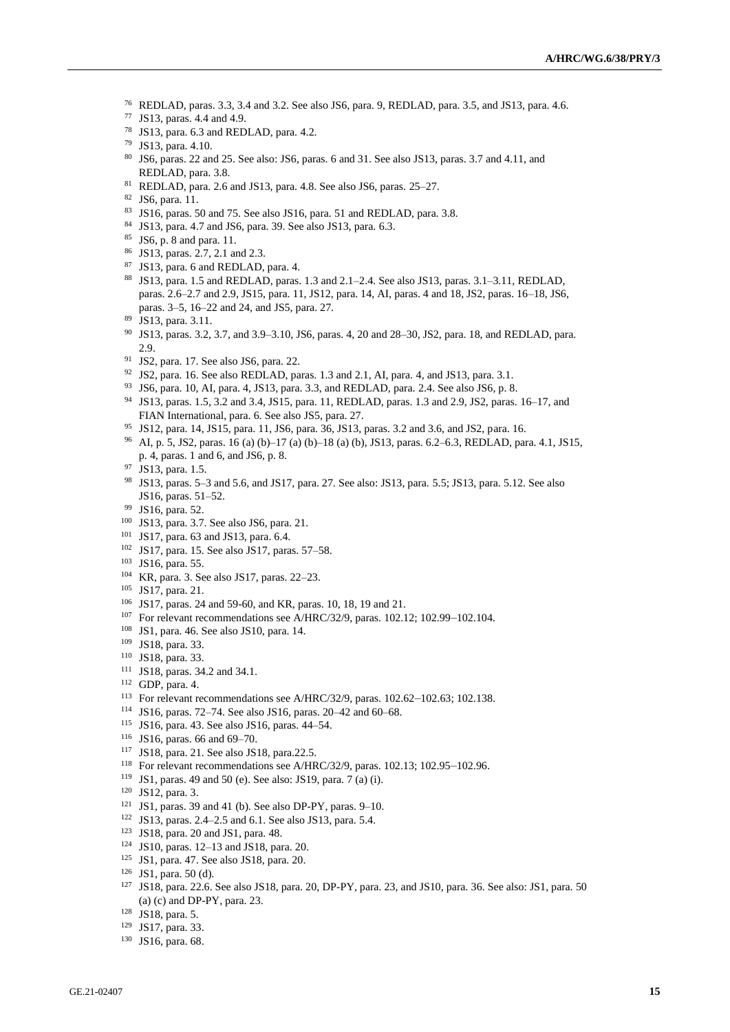[76] REDLAD, paras. 3.3, 3.4 and 3.2. See also JS6, para. 9, REDLAD, para. 3.5, and JS13, para. 4.6.

[77] JS13, paras. 4.4 and 4.9.

[78] JS13, para. 6.3 and REDLAD, para. 4.2.

[79] JS13, para. 4.10.

[80] JS6, paras. 22 and 25. See also: JS6, paras. 6 and 31. See also JS13, paras. 3.7 and 4.11, and REDLAD, para. 3.8.

[81] REDLAD, para. 2.6 and JS13, para. 4.8. See also JS6, paras. 25–27.

[82] JS6, para. 11.

[83] JS16, paras. 50 and 75. See also JS16, para. 51 and REDLAD, para. 3.8.

[84] JS13, para. 4.7 and JS6, para. 39. See also JS13, para. 6.3.

[85] JS6, p. 8 and para. 11.

[86] JS13, paras. 2.7, 2.1 and 2.3.

[87] JS13, para. 6 and REDLAD, para. 4.

[88] JS13, para. 1.5 and REDLAD, paras. 1.3 and 2.1–2.4. See also JS13, paras. 3.1–3.11, REDLAD, paras. 2.6–2.7 and 2.9, JS15, para. 11, JS12, para. 14, AI, paras. 4 and 18, JS2, paras. 16–18, JS6, paras. 3–5, 16–22 and 24, and JS5, para. 27.

[89] JS13, para. 3.11.

[90] JS13, paras. 3.2, 3.7, and 3.9–3.10, JS6, paras. 4, 20 and 28–30, JS2, para. 18, and REDLAD, para. 2.9.

[91] JS2, para. 17. See also JS6, para. 22.

[92] JS2, para. 16. See also REDLAD, paras. 1.3 and 2.1, AI, para. 4, and JS13, para. 3.1.

[93] JS6, para. 10, AI, para. 4, JS13, para. 3.3, and REDLAD, para. 2.4. See also JS6, p. 8.

[94] JS13, paras. 1.5, 3.2 and 3.4, JS15, para. 11, REDLAD, paras. 1.3 and 2.9, JS2, paras. 16–17, and FIAN International, para. 6. See also JS5, para. 27.

[95] JS12, para. 14, JS15, para. 11, JS6, para. 36, JS13, paras. 3.2 and 3.6, and JS2, para. 16.

[96] AI, p. 5, JS2, paras. 16 (a) (b)–17 (a) (b)–18 (a) (b), JS13, paras. 6.2–6.3, REDLAD, para. 4.1, JS15, p. 4, paras. 1 and 6, and JS6, p. 8.

[97] JS13, para. 1.5.

[98] JS13, paras. 5–3 and 5.6, and JS17, para. 27. See also: JS13, para. 5.5; JS13, para. 5.12. See also JS16, paras. 51–52.

[99] JS16, para. 52.

[100] JS13, para. 3.7. See also JS6, para. 21.

[101] JS17, para. 63 and JS13, para. 6.4.

[102] JS17, para. 15. See also JS17, paras. 57–58.

[103] JS16, para. 55.

[104] KR, para. 3. See also JS17, paras. 22–23.

[105] JS17, para. 21.

[106] JS17, paras. 24 and 59-60, and KR, paras. 10, 18, 19 and 21.

[107] For relevant recommendations see A/HRC/32/9, paras. 102.12; 102.99–102.104.

[108] JS1, para. 46. See also JS10, para. 14.

[109] JS18, para. 33.

[110] JS18, para. 33.

[111] JS18, paras. 34.2 and 34.1.

[112] GDP, para. 4.

[113] For relevant recommendations see A/HRC/32/9, paras. 102.62–102.63; 102.138.

[114] JS16, paras. 72–74. See also JS16, paras. 20–42 and 60–68.

[115] JS16, para. 43. See also JS16, paras. 44–54.

[116] JS16, paras. 66 and 69–70.

[117] JS18, para. 21. See also JS18, para.22.5.

[118] For relevant recommendations see A/HRC/32/9, paras. 102.13; 102.95–102.96.

[119] JS1, paras. 49 and 50 (e). See also: JS19, para. 7 (a) (i).

[120] JS12, para. 3.

[121] JS1, paras. 39 and 41 (b). See also DP-PY, paras. 9–10.

[122] JS13, paras. 2.4–2.5 and 6.1. See also JS13, para. 5.4.

[123] JS18, para. 20 and JS1, para. 48.

[124] JS10, paras. 12–13 and JS18, para. 20.

[125] JS1, para. 47. See also JS18, para. 20.

[126] JS1, para. 50 (d).

[127] JS18, para. 22.6. See also JS18, para. 20, DP-PY, para. 23, and JS10, para. 36. See also: JS1, para. 50 (a) (c) and DP-PY, para. 23.

[128] JS18, para. 5.

[129] JS17, para. 33.

[130] JS16, para. 68.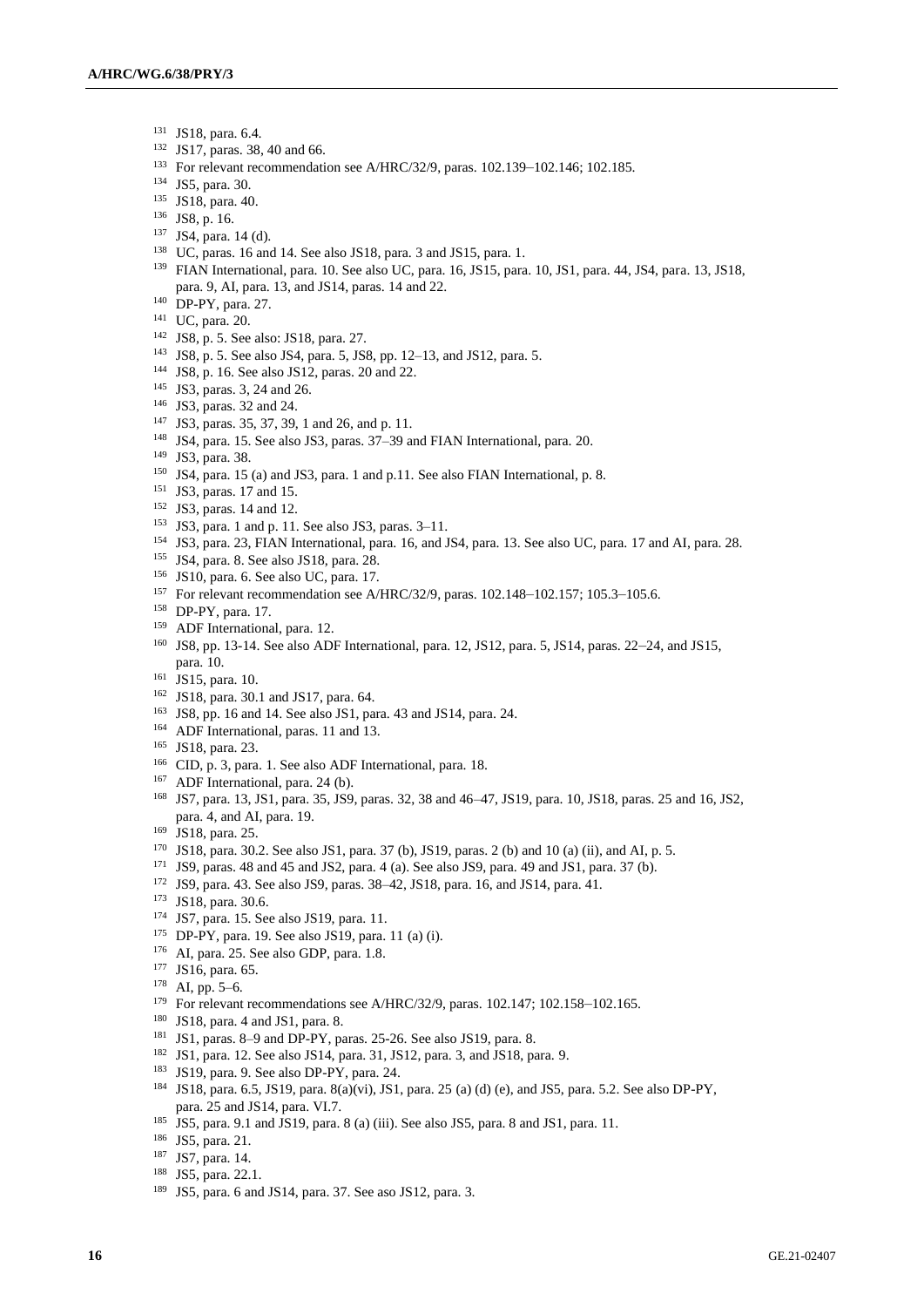131 JS18, para. 6.4.
132 JS17, paras. 38, 40 and 66.
133 For relevant recommendation see A/HRC/32/9, paras. 102.139–102.146; 102.185.
134 JS5, para. 30.
135 JS18, para. 40.
136 JS8, p. 16.
137 JS4, para. 14 (d).
138 UC, paras. 16 and 14. See also JS18, para. 3 and JS15, para. 1.
139 FIAN International, para. 10. See also UC, para. 16, JS15, para. 10, JS1, para. 44, JS4, para. 13, JS18, para. 9, AI, para. 13, and JS14, paras. 14 and 22.
140 DP-PY, para. 27.
141 UC, para. 20.
142 JS8, p. 5. See also: JS18, para. 27.
143 JS8, p. 5. See also JS4, para. 5, JS8, pp. 12–13, and JS12, para. 5.
144 JS8, p. 16. See also JS12, paras. 20 and 22.
145 JS3, paras. 3, 24 and 26.
146 JS3, paras. 32 and 24.
147 JS3, paras. 35, 37, 39, 1 and 26, and p. 11.
148 JS4, para. 15. See also JS3, paras. 37–39 and FIAN International, para. 20.
149 JS3, para. 38.
150 JS4, para. 15 (a) and JS3, para. 1 and p.11. See also FIAN International, p. 8.
151 JS3, paras. 17 and 15.
152 JS3, paras. 14 and 12.
153 JS3, para. 1 and p. 11. See also JS3, paras. 3–11.
154 JS3, para. 23, FIAN International, para. 16, and JS4, para. 13. See also UC, para. 17 and AI, para. 28.
155 JS4, para. 8. See also JS18, para. 28.
156 JS10, para. 6. See also UC, para. 17.
157 For relevant recommendation see A/HRC/32/9, paras. 102.148–102.157; 105.3–105.6.
158 DP-PY, para. 17.
159 ADF International, para. 12.
160 JS8, pp. 13-14. See also ADF International, para. 12, JS12, para. 5, JS14, paras. 22–24, and JS15, para. 10.
161 JS15, para. 10.
162 JS18, para. 30.1 and JS17, para. 64.
163 JS8, pp. 16 and 14. See also JS1, para. 43 and JS14, para. 24.
164 ADF International, paras. 11 and 13.
165 JS18, para. 23.
166 CID, p. 3, para. 1. See also ADF International, para. 18.
167 ADF International, para. 24 (b).
168 JS7, para. 13, JS1, para. 35, JS9, paras. 32, 38 and 46–47, JS19, para. 10, JS18, paras. 25 and 16, JS2, para. 4, and AI, para. 19.
169 JS18, para. 25.
170 JS18, para. 30.2. See also JS1, para. 37 (b), JS19, paras. 2 (b) and 10 (a) (ii), and AI, p. 5.
171 JS9, paras. 48 and 45 and JS2, para. 4 (a). See also JS9, para. 49 and JS1, para. 37 (b).
172 JS9, para. 43. See also JS9, paras. 38–42, JS18, para. 16, and JS14, para. 41.
173 JS18, para. 30.6.
174 JS7, para. 15. See also JS19, para. 11.
175 DP-PY, para. 19. See also JS19, para. 11 (a) (i).
176 AI, para. 25. See also GDP, para. 1.8.
177 JS16, para. 65.
178 AI, pp. 5–6.
179 For relevant recommendations see A/HRC/32/9, paras. 102.147; 102.158–102.165.
180 JS18, para. 4 and JS1, para. 8.
181 JS1, paras. 8–9 and DP-PY, paras. 25-26. See also JS19, para. 8.
182 JS1, para. 12. See also JS14, para. 31, JS12, para. 3, and JS18, para. 9.
183 JS19, para. 9. See also DP-PY, para. 24.
184 JS18, para. 6.5, JS19, para. 8(a)(vi), JS1, para. 25 (a) (d) (e), and JS5, para. 5.2. See also DP-PY, para. 25 and JS14, para. VI.7.
185 JS5, para. 9.1 and JS19, para. 8 (a) (iii). See also JS5, para. 8 and JS1, para. 11.
186 JS5, para. 21.
187 JS7, para. 14.
188 JS5, para. 22.1.
189 JS5, para. 6 and JS14, para. 37. See aso JS12, para. 3.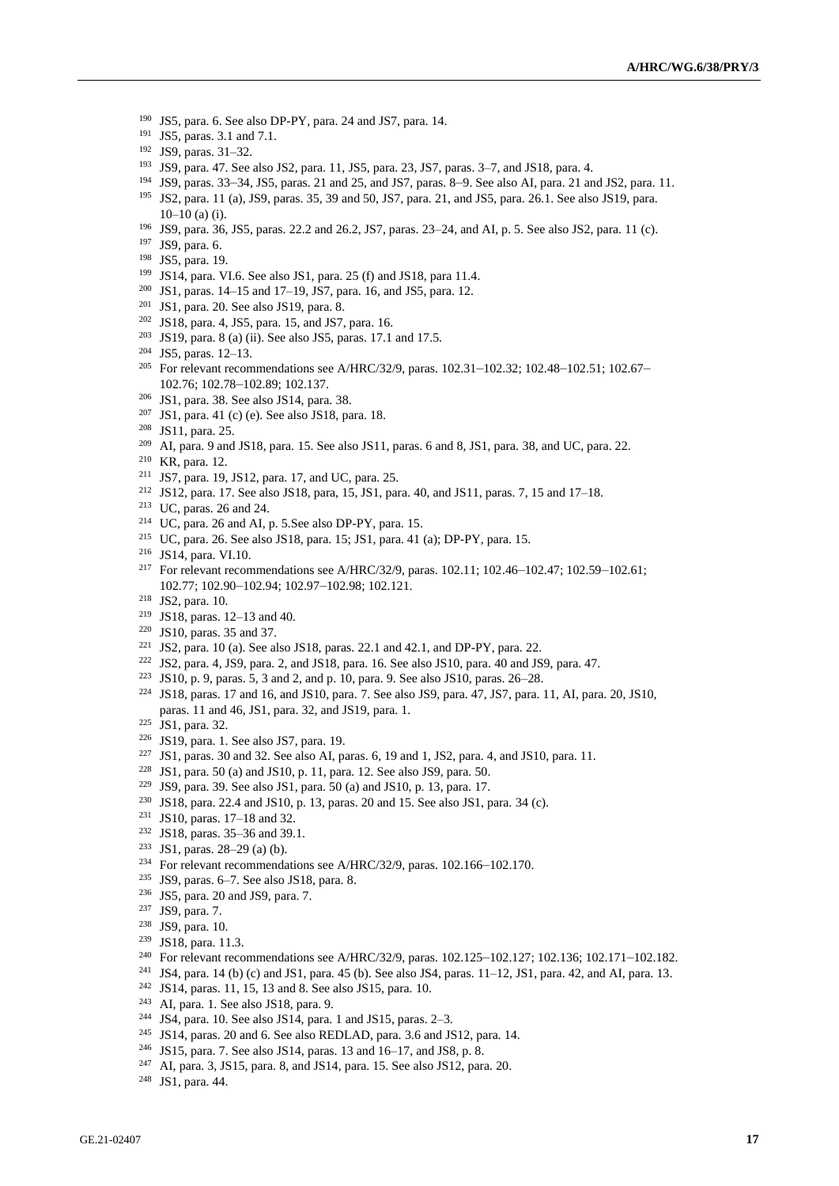[190] JS5, para. 6. See also DP-PY, para. 24 and JS7, para. 14.

[191] JS5, paras. 3.1 and 7.1.

[192] JS9, paras. 31–32.

[193] JS9, para. 47. See also JS2, para. 11, JS5, para. 23, JS7, paras. 3–7, and JS18, para. 4.

[194] JS9, paras. 33–34, JS5, paras. 21 and 25, and JS7, paras. 8–9. See also AI, para. 21 and JS2, para. 11.

[195] JS2, para. 11 (a), JS9, paras. 35, 39 and 50, JS7, para. 21, and JS5, para. 26.1. See also JS19, para. 10–10 (a) (i).

[196] JS9, para. 36, JS5, paras. 22.2 and 26.2, JS7, paras. 23–24, and AI, p. 5. See also JS2, para. 11 (c).

[197] JS9, para. 6.

[198] JS5, para. 19.

[199] JS14, para. VI.6. See also JS1, para. 25 (f) and JS18, para 11.4.

[200] JS1, paras. 14–15 and 17–19, JS7, para. 16, and JS5, para. 12.

[201] JS1, para. 20. See also JS19, para. 8.

[202] JS18, para. 4, JS5, para. 15, and JS7, para. 16.

[203] JS19, para. 8 (a) (ii). See also JS5, paras. 17.1 and 17.5.

[204] JS5, paras. 12–13.

[205] For relevant recommendations see A/HRC/32/9, paras. 102.31–102.32; 102.48–102.51; 102.67–102.76; 102.78–102.89; 102.137.

[206] JS1, para. 38. See also JS14, para. 38.

[207] JS1, para. 41 (c) (e). See also JS18, para. 18.

[208] JS11, para. 25.

[209] AI, para. 9 and JS18, para. 15. See also JS11, paras. 6 and 8, JS1, para. 38, and UC, para. 22.

[210] KR, para. 12.

[211] JS7, para. 19, JS12, para. 17, and UC, para. 25.

[212] JS12, para. 17. See also JS18, para, 15, JS1, para. 40, and JS11, paras. 7, 15 and 17–18.

[213] UC, paras. 26 and 24.

[214] UC, para. 26 and AI, p. 5.See also DP-PY, para. 15.

[215] UC, para. 26. See also JS18, para. 15; JS1, para. 41 (a); DP-PY, para. 15.

[216] JS14, para. VI.10.

[217] For relevant recommendations see A/HRC/32/9, paras. 102.11; 102.46–102.47; 102.59–102.61; 102.77; 102.90–102.94; 102.97–102.98; 102.121.

[218] JS2, para. 10.

[219] JS18, paras. 12–13 and 40.

[220] JS10, paras. 35 and 37.

[221] JS2, para. 10 (a). See also JS18, paras. 22.1 and 42.1, and DP-PY, para. 22.

[222] JS2, para. 4, JS9, para. 2, and JS18, para. 16. See also JS10, para. 40 and JS9, para. 47.

[223] JS10, p. 9, paras. 5, 3 and 2, and p. 10, para. 9. See also JS10, paras. 26–28.

[224] JS18, paras. 17 and 16, and JS10, para. 7. See also JS9, para. 47, JS7, para. 11, AI, para. 20, JS10, paras. 11 and 46, JS1, para. 32, and JS19, para. 1.

[225] JS1, para. 32.

[226] JS19, para. 1. See also JS7, para. 19.

[227] JS1, paras. 30 and 32. See also AI, paras. 6, 19 and 1, JS2, para. 4, and JS10, para. 11.

[228] JS1, para. 50 (a) and JS10, p. 11, para. 12. See also JS9, para. 50.

[229] JS9, para. 39. See also JS1, para. 50 (a) and JS10, p. 13, para. 17.

[230] JS18, para. 22.4 and JS10, p. 13, paras. 20 and 15. See also JS1, para. 34 (c).

[231] JS10, paras. 17–18 and 32.

[232] JS18, paras. 35–36 and 39.1.

[233] JS1, paras. 28–29 (a) (b).

[234] For relevant recommendations see A/HRC/32/9, paras. 102.166–102.170.

[235] JS9, paras. 6–7. See also JS18, para. 8.

[236] JS5, para. 20 and JS9, para. 7.

[237] JS9, para. 7.

[238] JS9, para. 10.

[239] JS18, para. 11.3.

[240] For relevant recommendations see A/HRC/32/9, paras. 102.125–102.127; 102.136; 102.171–102.182.

[241] JS4, para. 14 (b) (c) and JS1, para. 45 (b). See also JS4, paras. 11–12, JS1, para. 42, and AI, para. 13.

[242] JS14, paras. 11, 15, 13 and 8. See also JS15, para. 10.

[243] AI, para. 1. See also JS18, para. 9.

[244] JS4, para. 10. See also JS14, para. 1 and JS15, paras. 2–3.

[245] JS14, paras. 20 and 6. See also REDLAD, para. 3.6 and JS12, para. 14.

[246] JS15, para. 7. See also JS14, paras. 13 and 16–17, and JS8, p. 8.

[247] AI, para. 3, JS15, para. 8, and JS14, para. 15. See also JS12, para. 20.

[248] JS1, para. 44.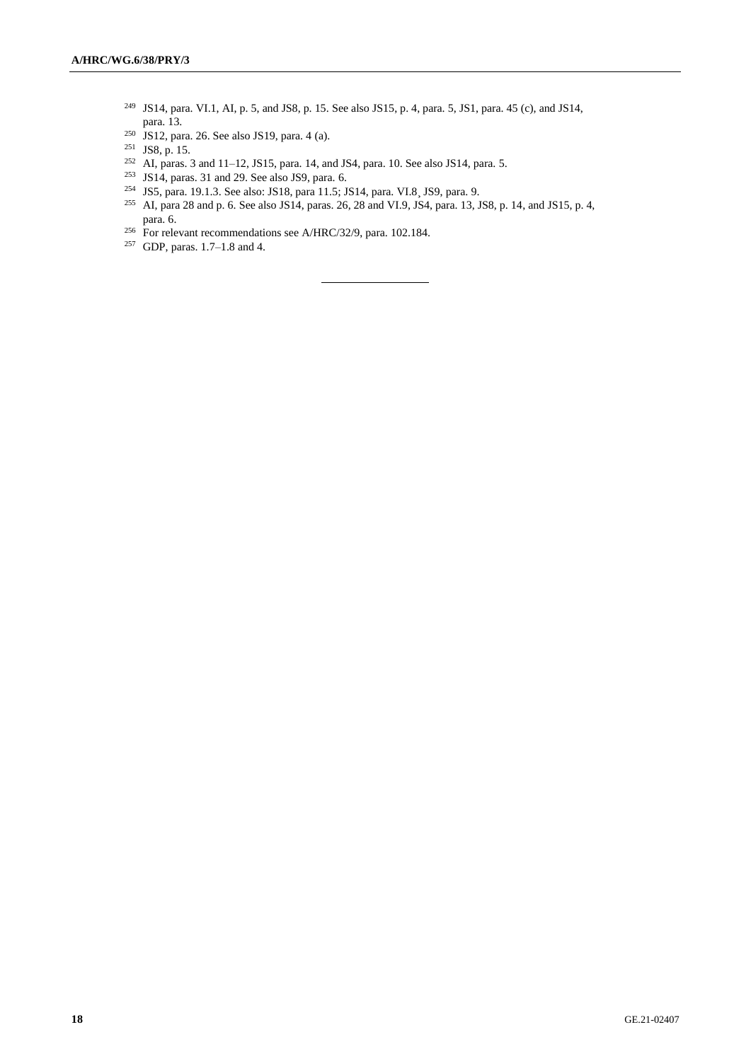[249] JS14, para. VI.1, AI, p. 5, and JS8, p. 15. See also JS15, p. 4, para. 5, JS1, para. 45 (c), and JS14, para. 13.

[250] JS12, para. 26. See also JS19, para. 4 (a).

[251] JS8, p. 15.

[252] AI, paras. 3 and 11–12, JS15, para. 14, and JS4, para. 10. See also JS14, para. 5.

[253] JS14, paras. 31 and 29. See also JS9, para. 6.

[254] JS5, para. 19.1.3. See also: JS18, para 11.5; JS14, para. VI.8¸ JS9, para. 9.

[255] AI, para 28 and p. 6. See also JS14, paras. 26, 28 and VI.9, JS4, para. 13, JS8, p. 14, and JS15, p. 4, para. 6.

[256] For relevant recommendations see A/HRC/32/9, para. 102.184.

[257] GDP, paras. 1.7–1.8 and 4.